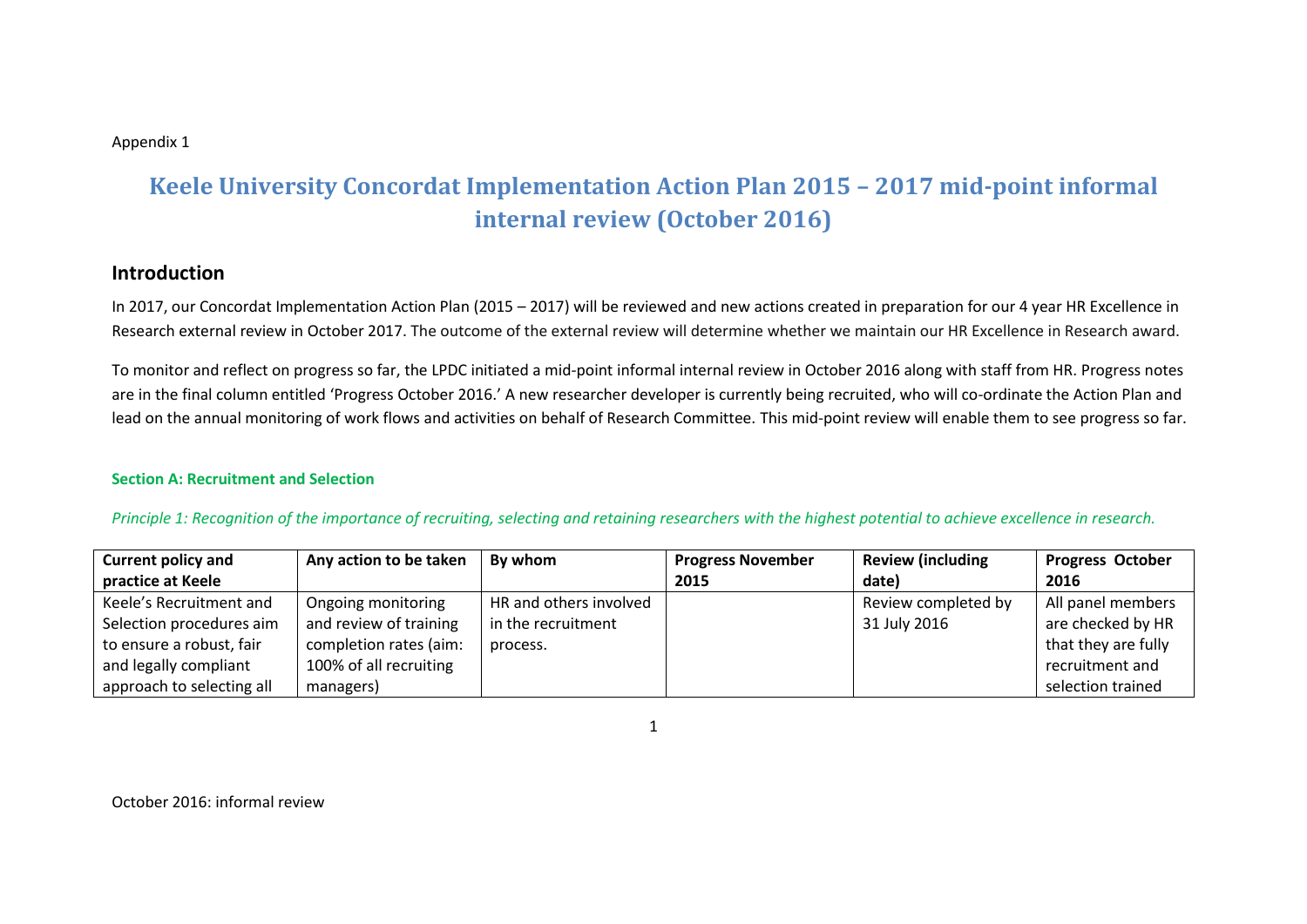Appendix 1

# Keele University Concordat Implementation Action Plan 2015 – 2017 mid-point informal internal review (October 2016)

## Introduction

In 2017, our Concordat Implementation Action Plan (2015 – 2017) will be reviewed and new actions created in preparation for our 4 year HR Excellence in Research external review in October 2017. The outcome of the external review will determine whether we maintain our HR Excellence in Research award.

To monitor and reflect on progress so far, the LPDC initiated a mid-point informal internal review in October 2016 along with staff from HR. Progress notes are in the final column entitled 'Progress October 2016.' A new researcher developer is currently being recruited, who will co-ordinate the Action Plan and lead on the annual monitoring of work flows and activities on behalf of Research Committee. This mid-point review will enable them to see progress so far.

#### Section A: Recruitment and Selection

*Principle 1: Recognition of the importance of recruiting, selecting and retaining researchers with the highest potential to achieve excellence in research.*

| Current policy and practice at Keele | Any action to be taken | By whom | Progress November 2015 | Review (including date) | Progress October 2016 |
|---|---|---|---|---|---|
| Keele's Recruitment and Selection procedures aim to ensure a robust, fair and legally compliant approach to selecting all | Ongoing monitoring and review of training completion rates (aim: 100% of all recruiting managers) | HR and others involved in the recruitment process. | | Review completed by 31 July 2016 | All panel members are checked by HR that they are fully recruitment and selection trained |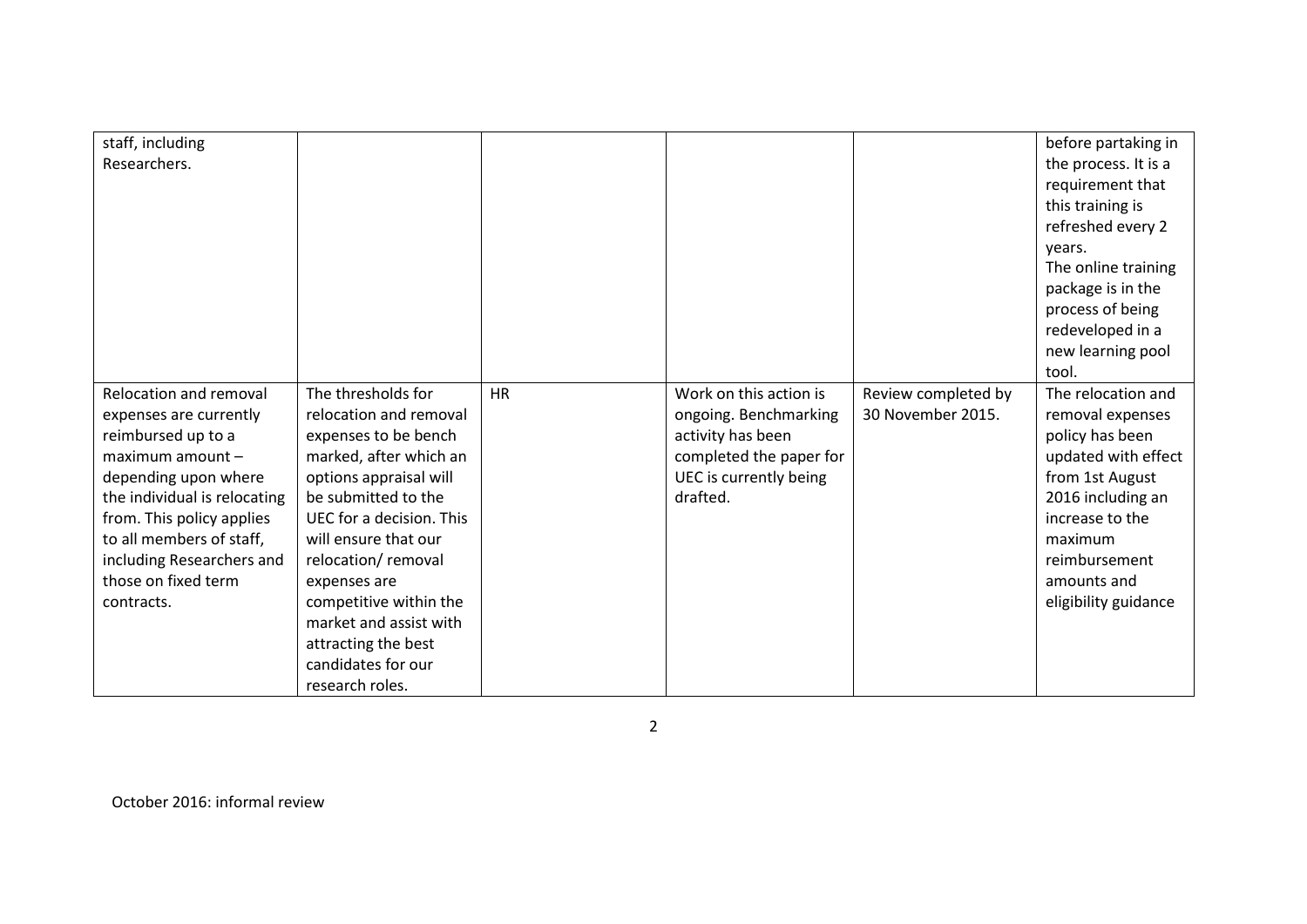| | | | | | |
|---|---|---|---|---|---|
| staff, including Researchers. | | | | | before partaking in the process. It is a requirement that this training is refreshed every 2 years.<br>The online training package is in the process of being redeveloped in a new learning pool tool. |
| Relocation and removal expenses are currently reimbursed up to a maximum amount – depending upon where the individual is relocating from. This policy applies to all members of staff, including Researchers and those on fixed term contracts. | The thresholds for relocation and removal expenses to be bench marked, after which an options appraisal will be submitted to the UEC for a decision. This will ensure that our relocation/ removal expenses are competitive within the market and assist with attracting the best candidates for our research roles. | HR | Work on this action is ongoing. Benchmarking activity has been completed the paper for UEC is currently being drafted. | Review completed by 30 November 2015. | The relocation and removal expenses policy has been updated with effect from 1st August 2016 including an increase to the maximum reimbursement amounts and eligibility guidance |

October 2016: informal review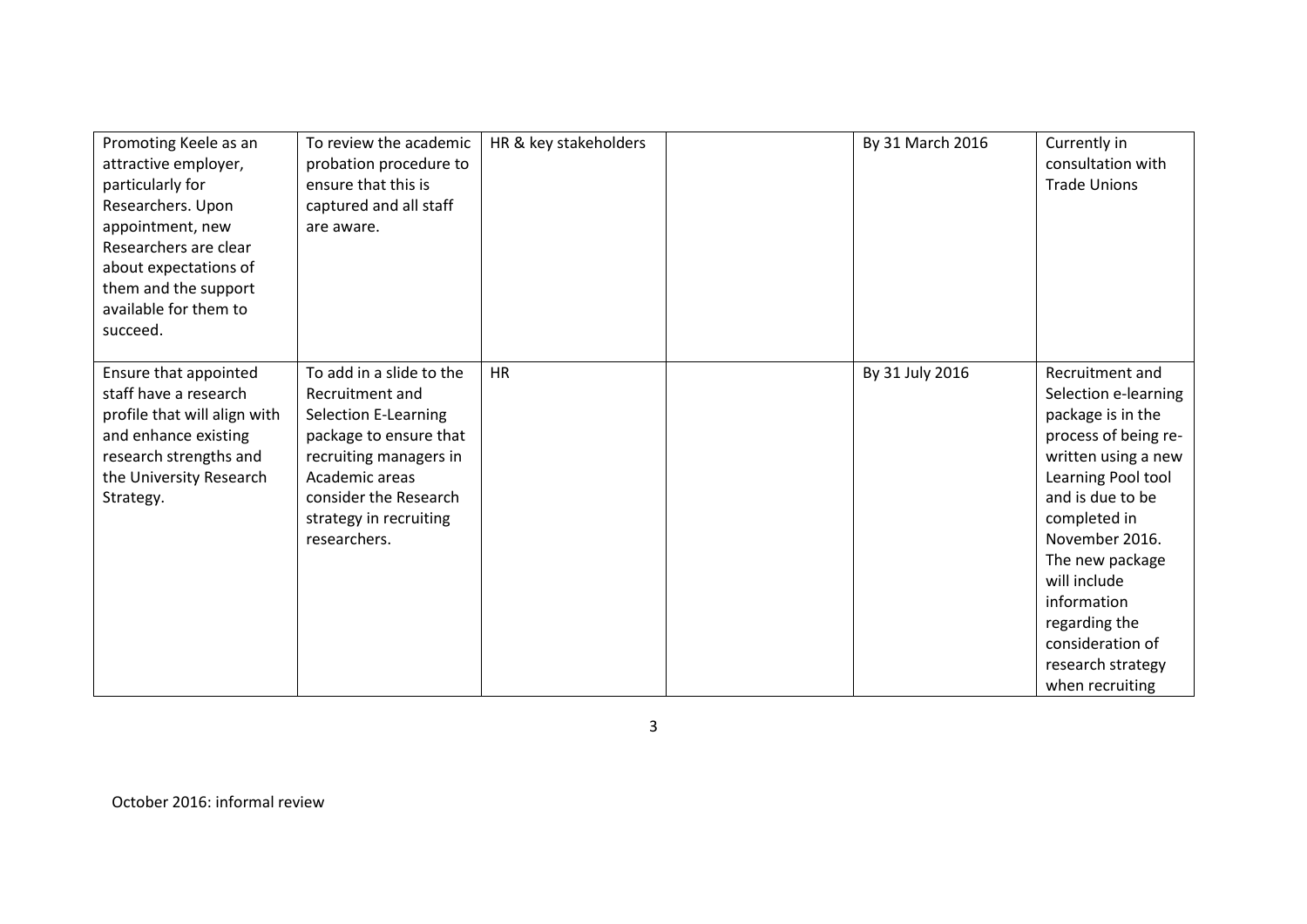| | | | | | |
|---|---|---|---|---|---|
| Promoting Keele as an attractive employer, particularly for Researchers. Upon appointment, new Researchers are clear about expectations of them and the support available for them to succeed. | To review the academic probation procedure to ensure that this is captured and all staff are aware. | HR & key stakeholders | | By 31 March 2016 | Currently in consultation with Trade Unions |
| Ensure that appointed staff have a research profile that will align with and enhance existing research strengths and the University Research Strategy. | To add in a slide to the Recruitment and Selection E-Learning package to ensure that recruiting managers in Academic areas consider the Research strategy in recruiting researchers. | HR | | By 31 July 2016 | Recruitment and Selection e-learning package is in the process of being re-written using a new Learning Pool tool and is due to be completed in November 2016. The new package will include information regarding the consideration of research strategy when recruiting |

October 2016: informal review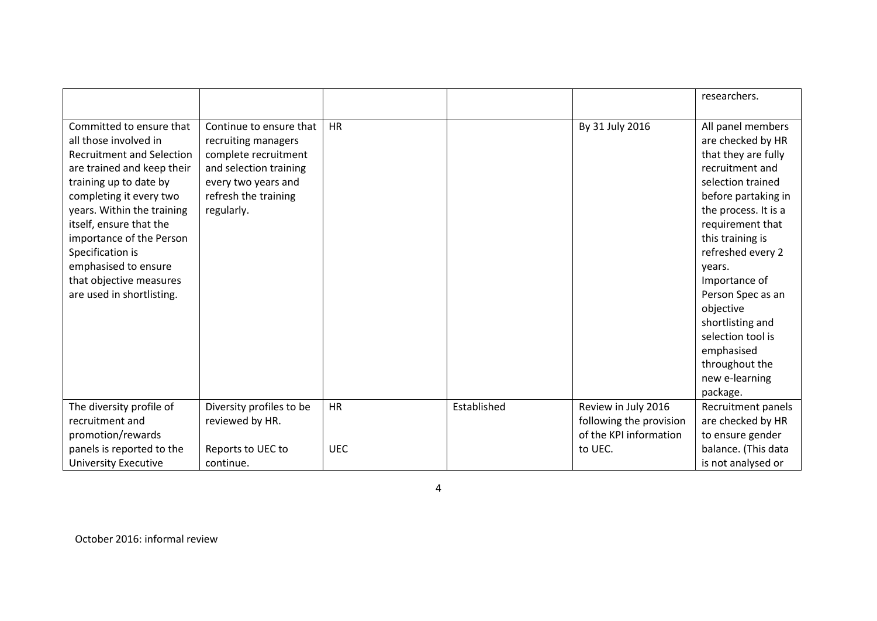| | | | | | |
|---|---|---|---|---|---|
| | | | | | researchers. |
| Committed to ensure that all those involved in Recruitment and Selection are trained and keep their training up to date by completing it every two years. Within the training itself, ensure that the importance of the Person Specification is emphasised to ensure that objective measures are used in shortlisting. | Continue to ensure that recruiting managers complete recruitment and selection training every two years and refresh the training regularly. | HR | | By 31 July 2016 | All panel members are checked by HR that they are fully recruitment and selection trained before partaking in the process. It is a requirement that this training is refreshed every 2 years. Importance of Person Spec as an objective shortlisting and selection tool is emphasised throughout the new e-learning package. |
| The diversity profile of recruitment and promotion/rewards panels is reported to the University Executive | Diversity profiles to be reviewed by HR.<br><br>Reports to UEC to continue. | HR<br><br>UEC | Established | Review in July 2016 following the provision of the KPI information to UEC. | Recruitment panels are checked by HR to ensure gender balance. (This data is not analysed or |

October 2016: informal review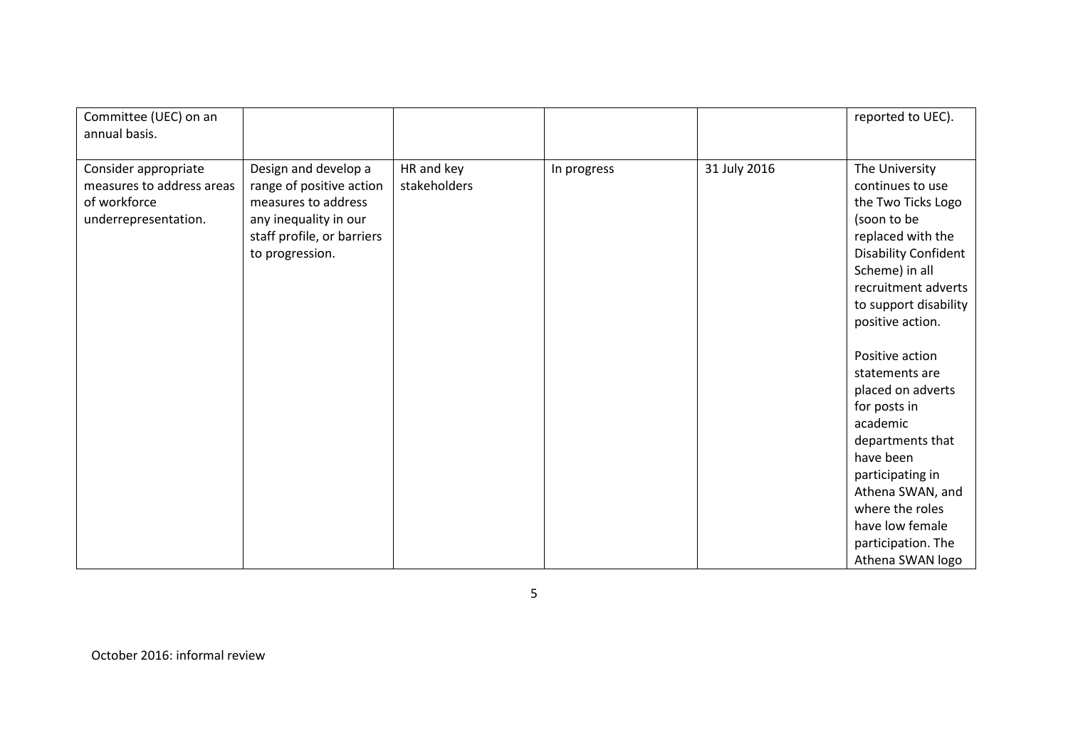| | | | | | |
|---|---|---|---|---|---|
| Committee (UEC) on an annual basis. | | | | | reported to UEC). |
| Consider appropriate measures to address areas of workforce underrepresentation. | Design and develop a range of positive action measures to address any inequality in our staff profile, or barriers to progression. | HR and key stakeholders | In progress | 31 July 2016 | The University continues to use the Two Ticks Logo (soon to be replaced with the Disability Confident Scheme) in all recruitment adverts to support disability positive action.<br><br>Positive action statements are placed on adverts for posts in academic departments that have been participating in Athena SWAN, and where the roles have low female participation. The Athena SWAN logo |

October 2016: informal review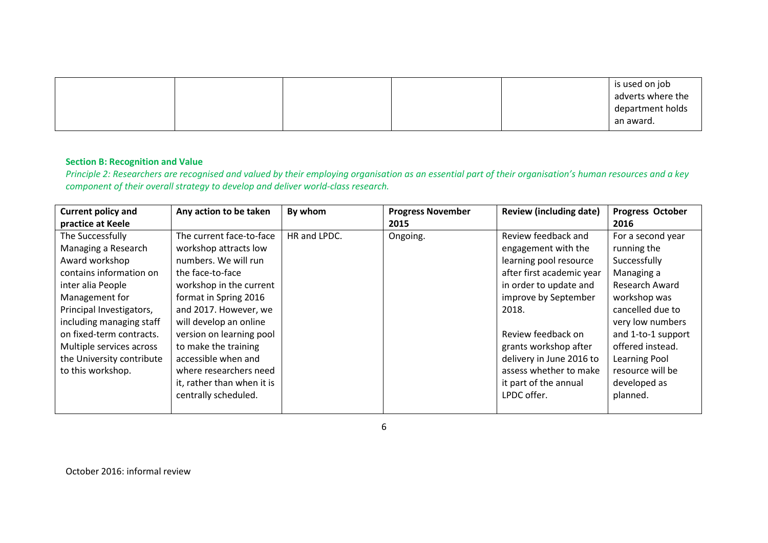| | | | | | is used on job adverts where the department holds an award. |
|---|---|---|---|---|---|

**Section B: Recognition and Value**

*Principle 2: Researchers are recognised and valued by their employing organisation as an essential part of their organisation's human resources and a key component of their overall strategy to develop and deliver world-class research.*

| Current policy and practice at Keele | Any action to be taken | By whom | Progress November 2015 | Review (including date) | Progress October 2016 |
|---|---|---|---|---|---|
| The Successfully Managing a Research Award workshop contains information on inter alia People Management for Principal Investigators, including managing staff on fixed-term contracts. Multiple services across the University contribute to this workshop. | The current face-to-face workshop attracts low numbers. We will run the face-to-face workshop in the current format in Spring 2016 and 2017. However, we will develop an online version on learning pool to make the training accessible when and where researchers need it, rather than when it is centrally scheduled. | HR and LPDC. | Ongoing. | Review feedback and engagement with the learning pool resource after first academic year in order to update and improve by September 2018.<br><br>Review feedback on grants workshop after delivery in June 2016 to assess whether to make it part of the annual LPDC offer. | For a second year running the Successfully Managing a Research Award workshop was cancelled due to very low numbers and 1-to-1 support offered instead. Learning Pool resource will be developed as planned. |

October 2016: informal review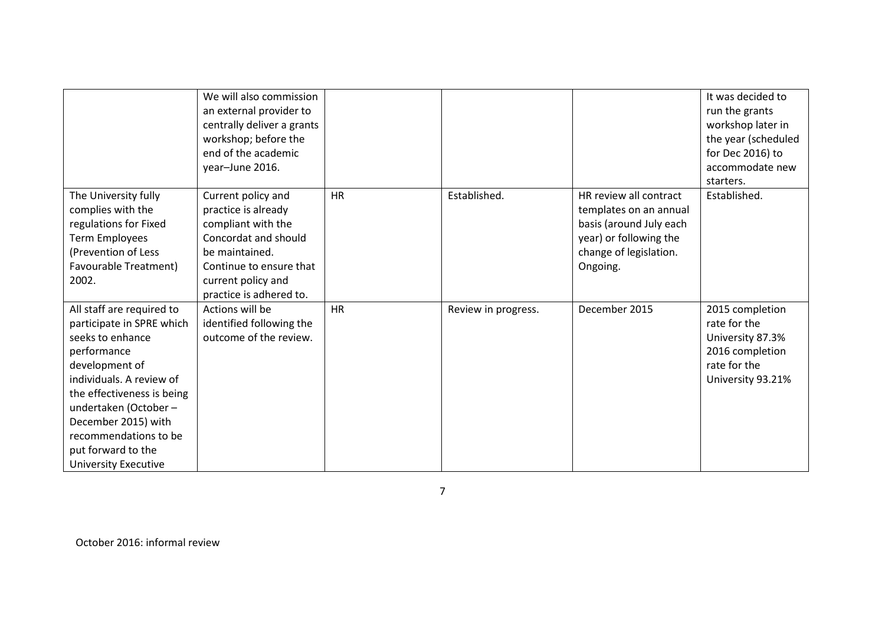|  |  |  |  |  |  |
|---|---|---|---|---|---|
|  | We will also commission an external provider to centrally deliver a grants workshop; before the end of the academic year–June 2016. |  |  |  | It was decided to run the grants workshop later in the year (scheduled for Dec 2016) to accommodate new starters. |
| The University fully complies with the regulations for Fixed Term Employees (Prevention of Less Favourable Treatment) 2002. | Current policy and practice is already compliant with the Concordat and should be maintained. Continue to ensure that current policy and practice is adhered to. | HR | Established. | HR review all contract templates on an annual basis (around July each year) or following the change of legislation. Ongoing. | Established. |
| All staff are required to participate in SPRE which seeks to enhance performance development of individuals. A review of the effectiveness is being undertaken (October – December 2015) with recommendations to be put forward to the University Executive | Actions will be identified following the outcome of the review. | HR | Review in progress. | December 2015 | 2015 completion rate for the University 87.3% 2016 completion rate for the University 93.21% |

October 2016: informal review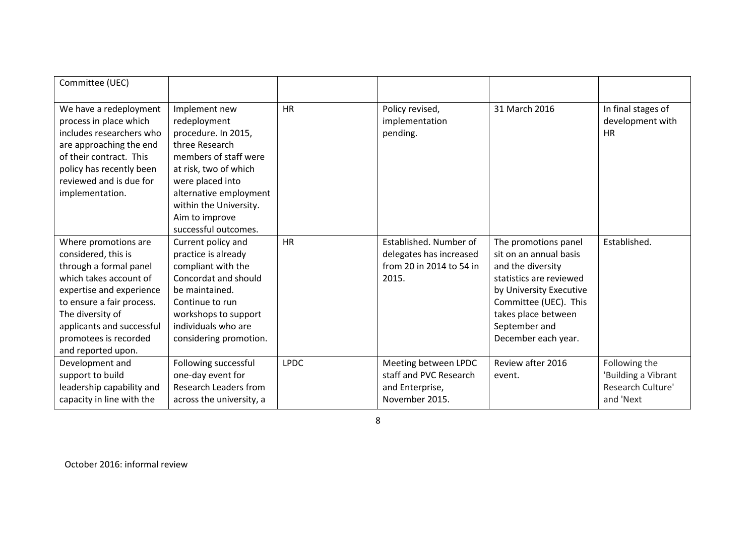| | | | | | |
|---|---|---|---|---|---|
| Committee (UEC) | | | | | |
| We have a redeployment process in place which includes researchers who are approaching the end of their contract. This policy has recently been reviewed and is due for implementation. | Implement new redeployment procedure. In 2015, three Research members of staff were at risk, two of which were placed into alternative employment within the University. Aim to improve successful outcomes. | HR | Policy revised, implementation pending. | 31 March 2016 | In final stages of development with HR |
| Where promotions are considered, this is through a formal panel which takes account of expertise and experience to ensure a fair process. The diversity of applicants and successful promotees is recorded and reported upon. | Current policy and practice is already compliant with the Concordat and should be maintained. Continue to run workshops to support individuals who are considering promotion. | HR | Established. Number of delegates has increased from 20 in 2014 to 54 in 2015. | The promotions panel sit on an annual basis and the diversity statistics are reviewed by University Executive Committee (UEC). This takes place between September and December each year. | Established. |
| Development and support to build leadership capability and capacity in line with the | Following successful one-day event for Research Leaders from across the university, a | LPDC | Meeting between LPDC staff and PVC Research and Enterprise, November 2015. | Review after 2016 event. | Following the 'Building a Vibrant Research Culture' and 'Next |

October 2016: informal review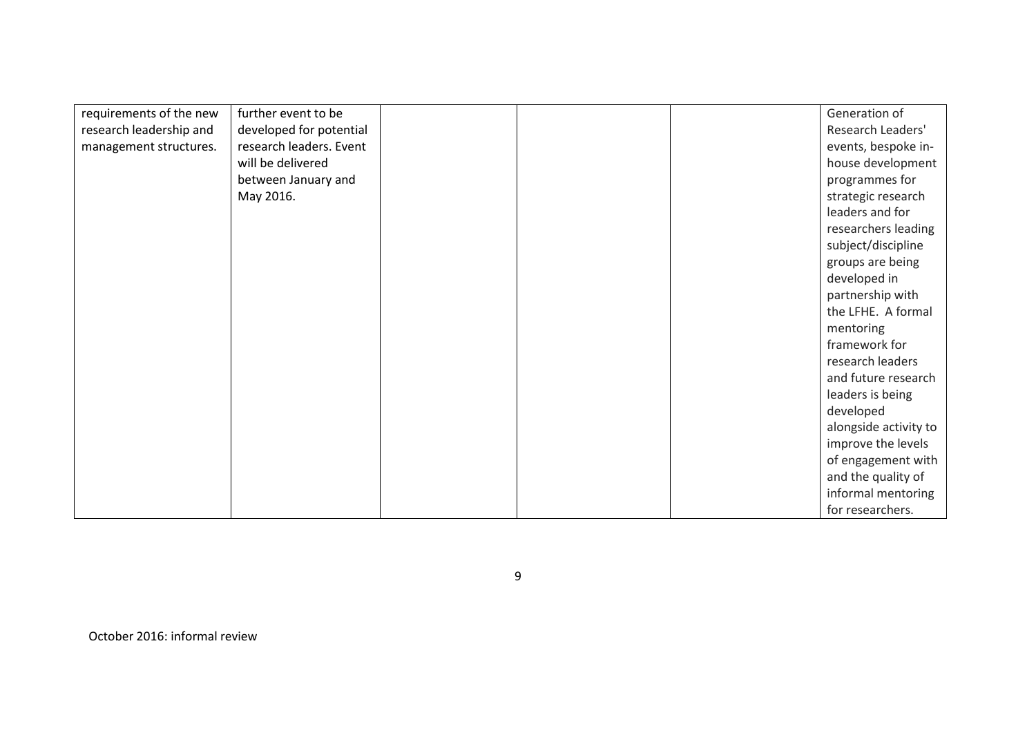| | | | | | |
|---|---|---|---|---|---|
| requirements of the new research leadership and management structures. | further event to be developed for potential research leaders. Event will be delivered between January and May 2016. | | | | Generation of Research Leaders' events, bespoke in-house development programmes for strategic research leaders and for researchers leading subject/discipline groups are being developed in partnership with the LFHE. A formal mentoring framework for research leaders and future research leaders is being developed alongside activity to improve the levels of engagement with and the quality of informal mentoring for researchers. |

October 2016: informal review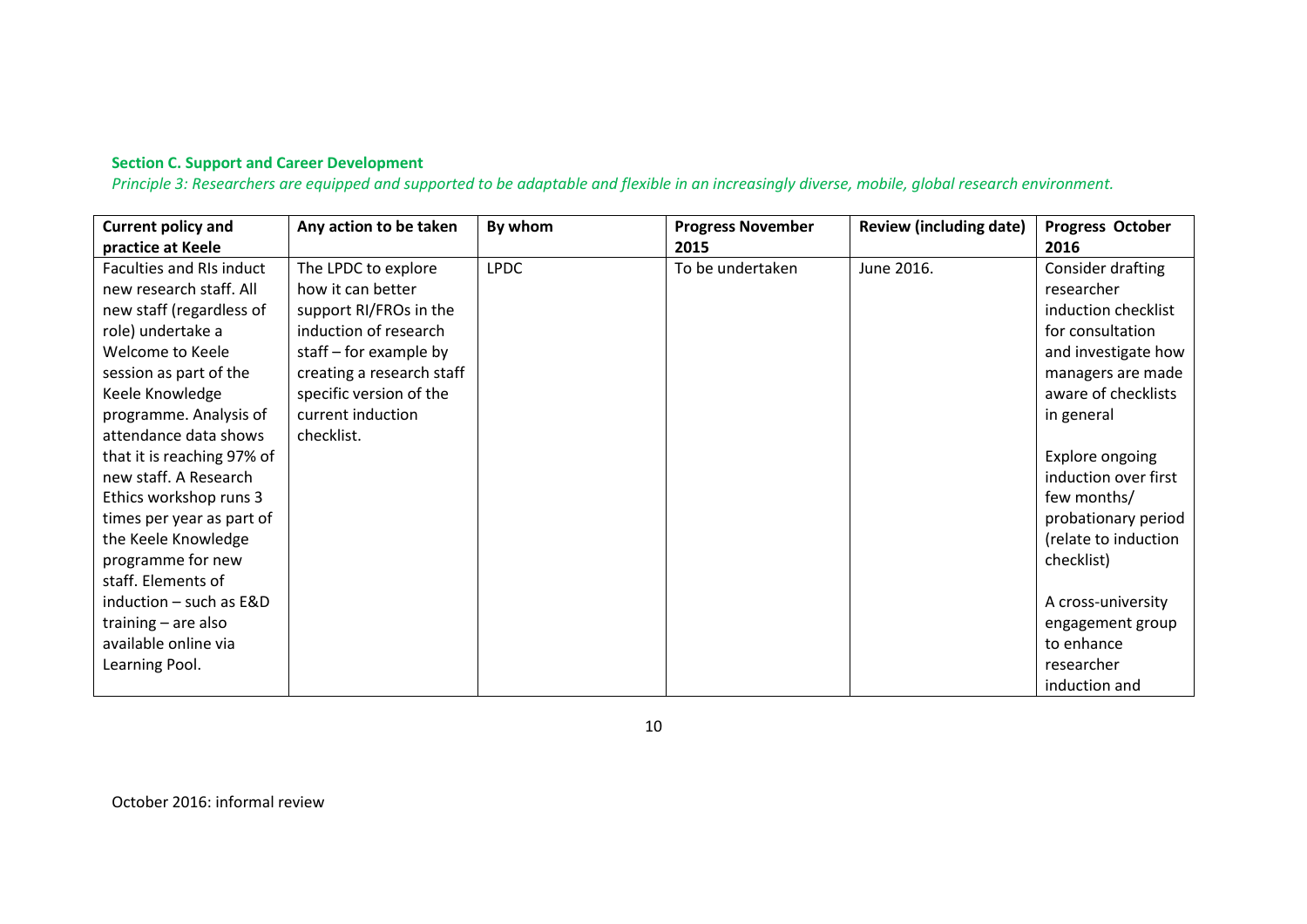**Section C. Support and Career Development**

*Principle 3: Researchers are equipped and supported to be adaptable and flexible in an increasingly diverse, mobile, global research environment.*

| Current policy and practice at Keele | Any action to be taken | By whom | Progress November 2015 | Review (including date) | Progress October 2016 |
|---|---|---|---|---|---|
| Faculties and RIs induct new research staff. All new staff (regardless of role) undertake a Welcome to Keele session as part of the Keele Knowledge programme. Analysis of attendance data shows that it is reaching 97% of new staff. A Research Ethics workshop runs 3 times per year as part of the Keele Knowledge programme for new staff. Elements of induction – such as E&D training – are also available online via Learning Pool. | The LPDC to explore how it can better support RI/FROs in the induction of research staff – for example by creating a research staff specific version of the current induction checklist. | LPDC | To be undertaken | June 2016. | Consider drafting researcher induction checklist for consultation and investigate how managers are made aware of checklists in general<br><br>Explore ongoing induction over first few months/ probationary period (relate to induction checklist)<br><br>A cross-university engagement group to enhance researcher induction and |

October 2016: informal review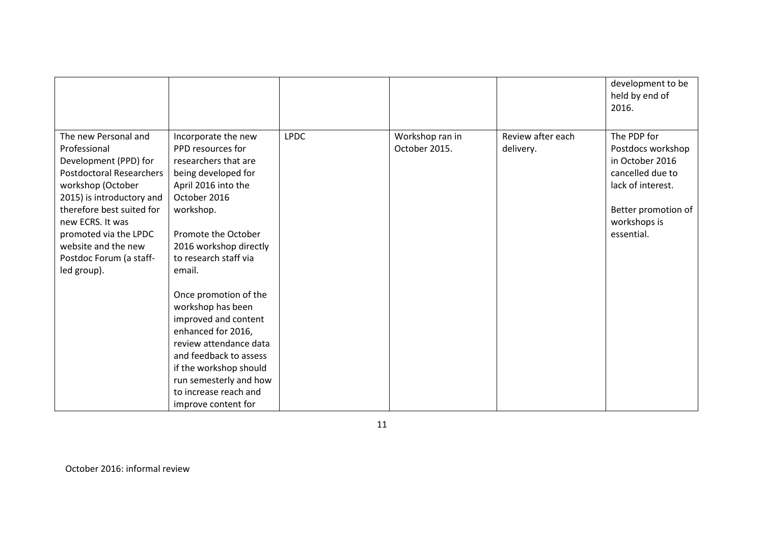| | | | | | |
|---|---|---|---|---|---|
| | | | | | development to be held by end of 2016. |
| The new Personal and Professional Development (PPD) for Postdoctoral Researchers workshop (October 2015) is introductory and therefore best suited for new ECRS. It was promoted via the LPDC website and the new Postdoc Forum (a staff-led group). | Incorporate the new PPD resources for researchers that are being developed for April 2016 into the October 2016 workshop.<br><br>Promote the October 2016 workshop directly to research staff via email.<br><br>Once promotion of the workshop has been improved and content enhanced for 2016, review attendance data and feedback to assess if the workshop should run semesterly and how to increase reach and improve content for | LPDC | Workshop ran in October 2015. | Review after each delivery. | The PDP for Postdocs workshop in October 2016 cancelled due to lack of interest.<br><br>Better promotion of workshops is essential. |

October 2016: informal review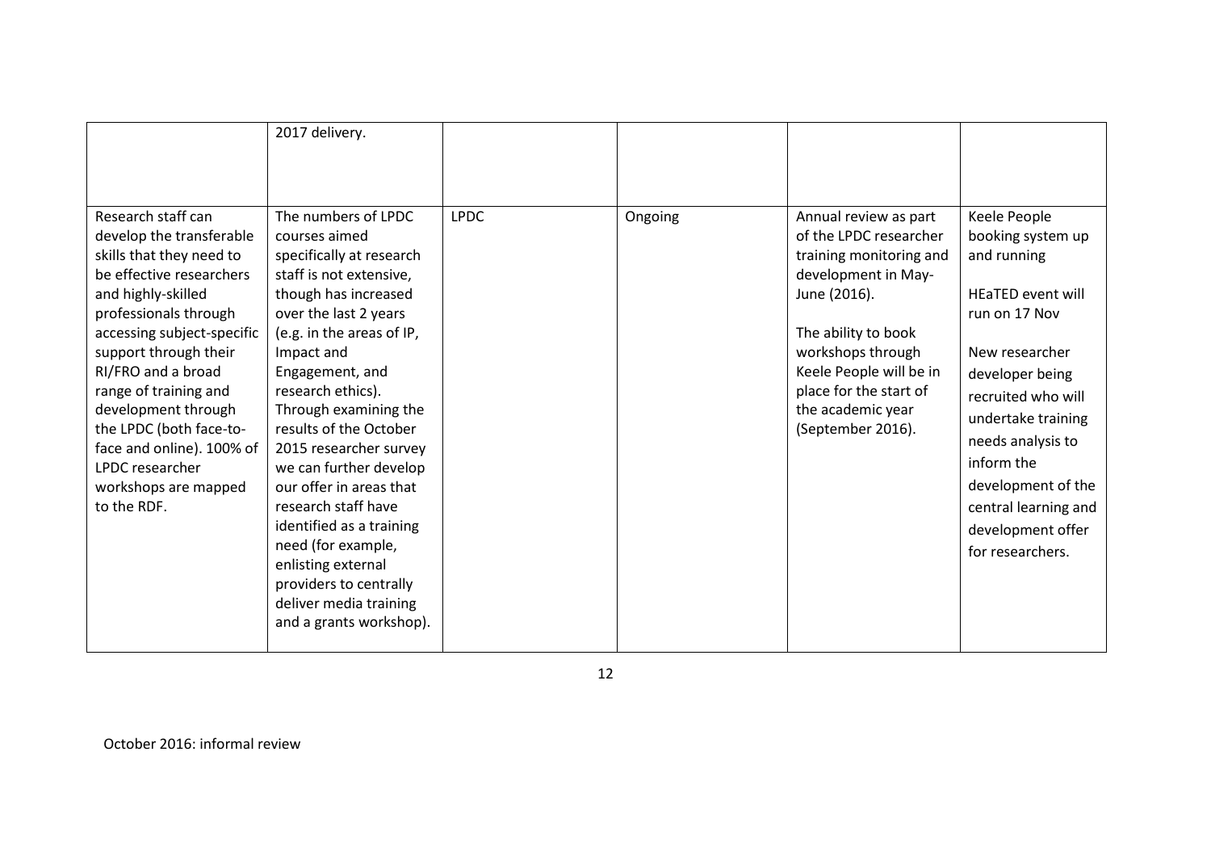| | | | | | |
|---|---|---|---|---|---|
| | 2017 delivery. | | | | |
| Research staff can develop the transferable skills that they need to be effective researchers and highly-skilled professionals through accessing subject-specific support through their RI/FRO and a broad range of training and development through the LPDC (both face-to-face and online). 100% of LPDC researcher workshops are mapped to the RDF. | The numbers of LPDC courses aimed specifically at research staff is not extensive, though has increased over the last 2 years (e.g. in the areas of IP, Impact and Engagement, and research ethics). Through examining the results of the October 2015 researcher survey we can further develop our offer in areas that research staff have identified as a training need (for example, enlisting external providers to centrally deliver media training and a grants workshop). | LPDC | Ongoing | Annual review as part of the LPDC researcher training monitoring and development in May-June (2016).<br><br>The ability to book workshops through Keele People will be in place for the start of the academic year (September 2016). | Keele People booking system up and running<br><br>HEaTED event will run on 17 Nov<br><br>New researcher developer being recruited who will undertake training needs analysis to inform the development of the central learning and development offer for researchers. |

October 2016: informal review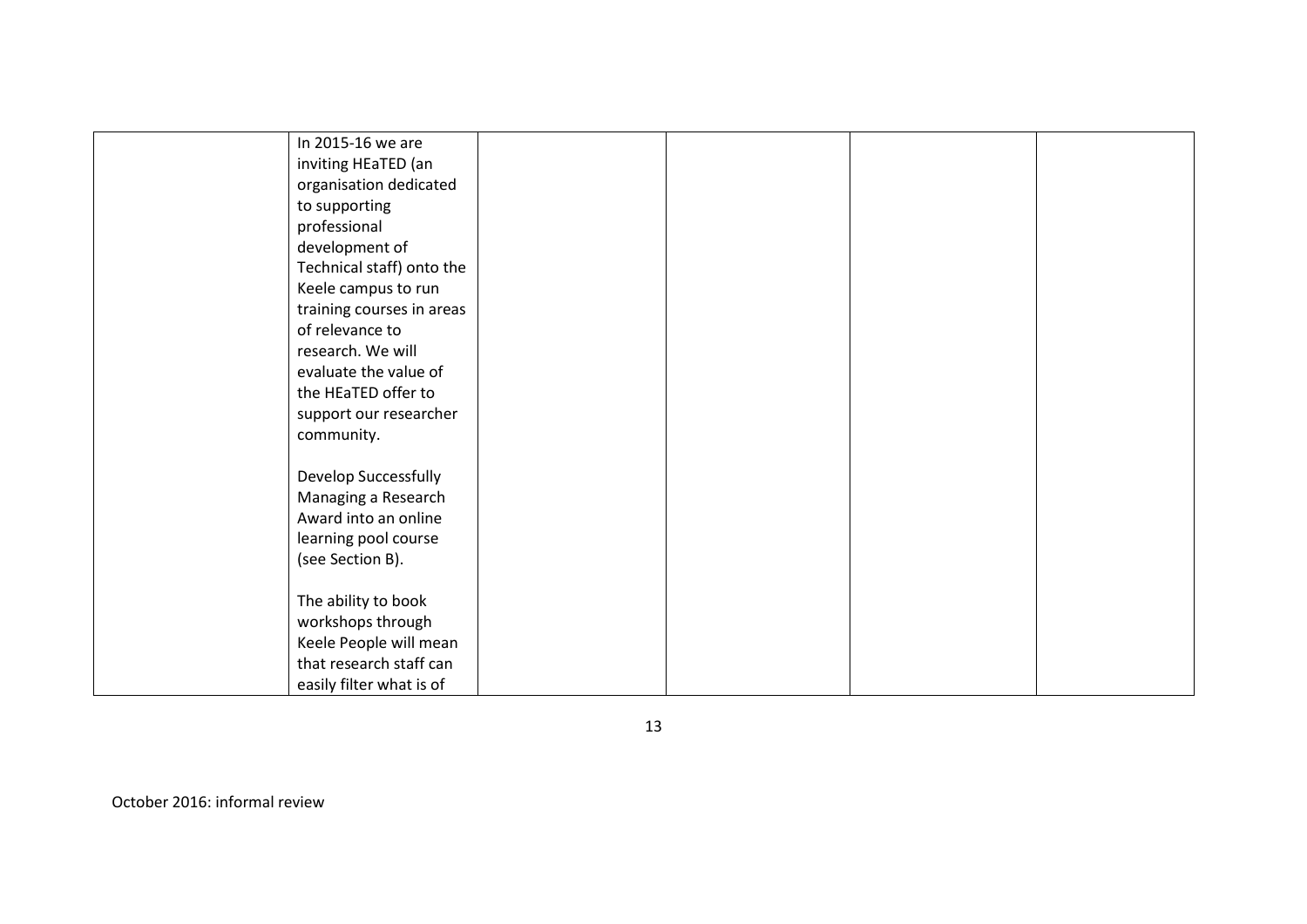| | | | | | |
|---|---|---|---|---|---|
| | In 2015-16 we are inviting HEaTED (an organisation dedicated to supporting professional development of Technical staff) onto the Keele campus to run training courses in areas of relevance to research. We will evaluate the value of the HEaTED offer to support our researcher community.<br><br>Develop Successfully Managing a Research Award into an online learning pool course (see Section B).<br><br>The ability to book workshops through Keele People will mean that research staff can easily filter what is of | | | | |

October 2016: informal review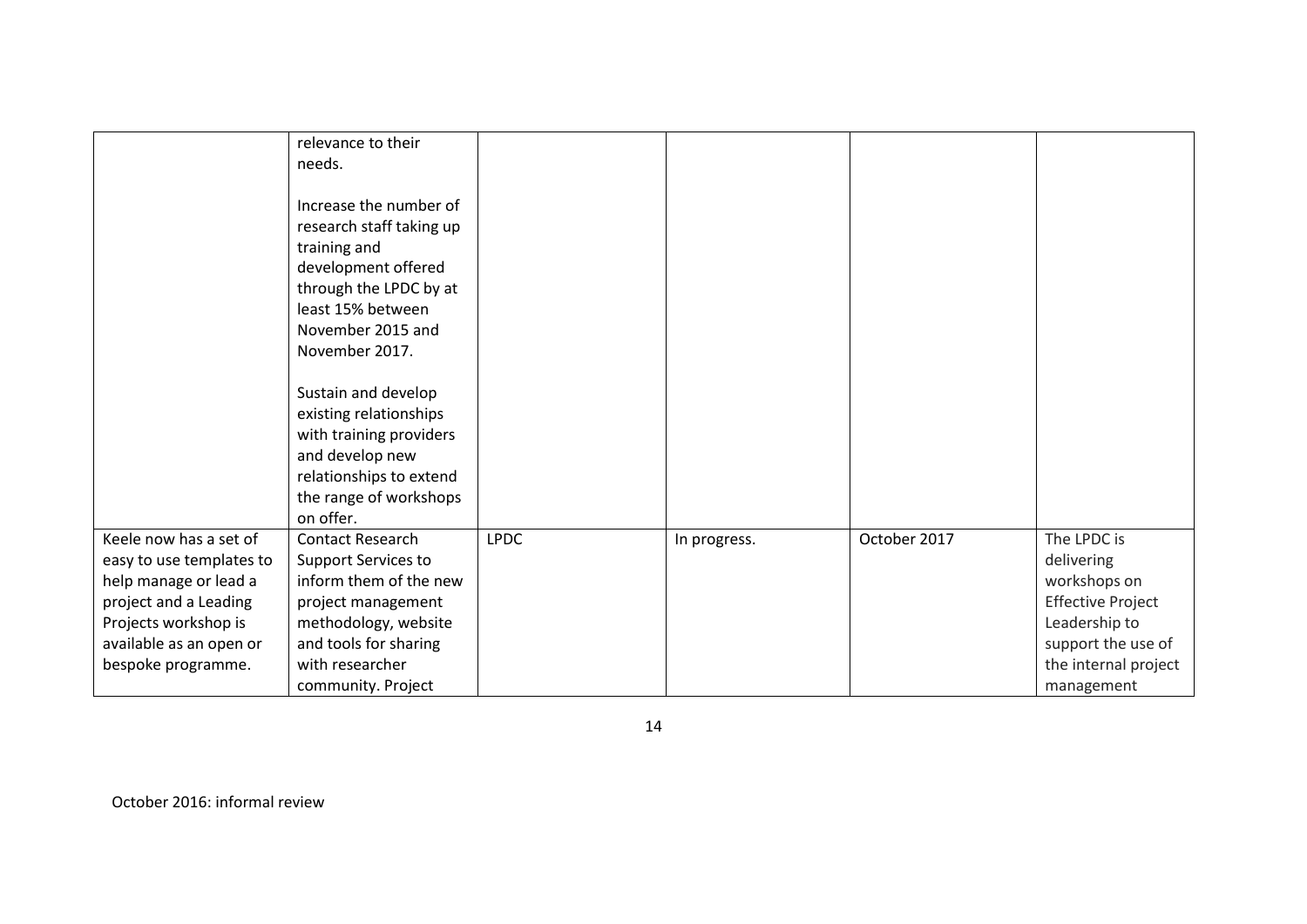| | | | | | |
|---|---|---|---|---|---|
| | relevance to their needs.<br><br>Increase the number of research staff taking up training and development offered through the LPDC by at least 15% between November 2015 and November 2017.<br><br>Sustain and develop existing relationships with training providers and develop new relationships to extend the range of workshops on offer. | | | | |
| Keele now has a set of easy to use templates to help manage or lead a project and a Leading Projects workshop is available as an open or bespoke programme. | Contact Research Support Services to inform them of the new project management methodology, website and tools for sharing with researcher community. Project | LPDC | In progress. | October 2017 | The LPDC is delivering workshops on Effective Project Leadership to support the use of the internal project management |

October 2016: informal review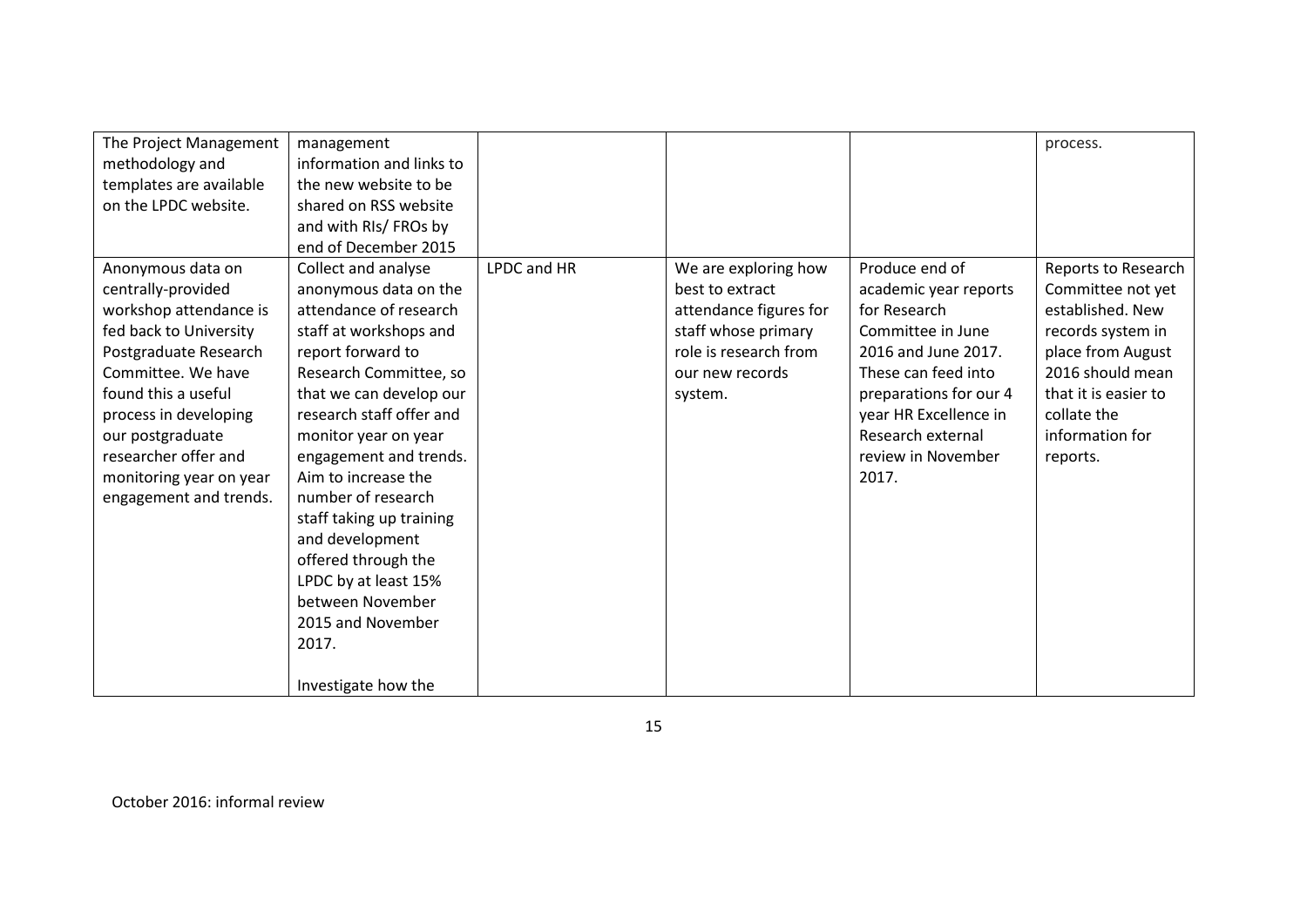| | | | | | |
|---|---|---|---|---|---|
| The Project Management methodology and templates are available on the LPDC website. | management information and links to the new website to be shared on RSS website and with RIs/ FROs by end of December 2015 | | | | process. |
| Anonymous data on centrally-provided workshop attendance is fed back to University Postgraduate Research Committee. We have found this a useful process in developing our postgraduate researcher offer and monitoring year on year engagement and trends. | Collect and analyse anonymous data on the attendance of research staff at workshops and report forward to Research Committee, so that we can develop our research staff offer and monitor year on year engagement and trends. Aim to increase the number of research staff taking up training and development offered through the LPDC by at least 15% between November 2015 and November 2017.<br><br>Investigate how the | LPDC and HR | We are exploring how best to extract attendance figures for staff whose primary role is research from our new records system. | Produce end of academic year reports for Research Committee in June 2016 and June 2017. These can feed into preparations for our 4 year HR Excellence in Research external review in November 2017. | Reports to Research Committee not yet established. New records system in place from August 2016 should mean that it is easier to collate the information for reports. |

October 2016: informal review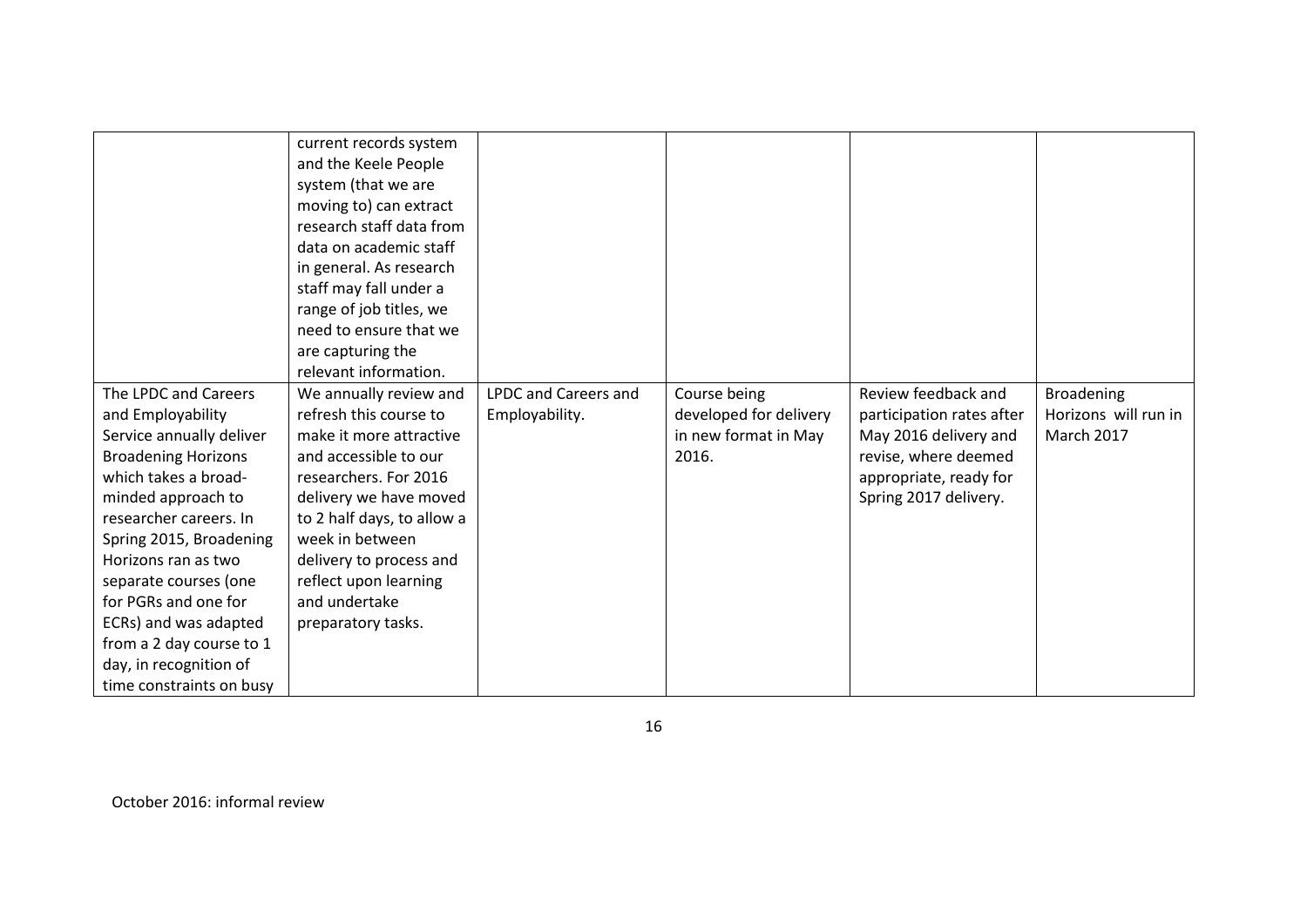| | | | | | |
|---|---|---|---|---|---|
| | current records system and the Keele People system (that we are moving to) can extract research staff data from data on academic staff in general. As research staff may fall under a range of job titles, we need to ensure that we are capturing the relevant information. | | | | |
| The LPDC and Careers and Employability Service annually deliver Broadening Horizons which takes a broad-minded approach to researcher careers. In Spring 2015, Broadening Horizons ran as two separate courses (one for PGRs and one for ECRs) and was adapted from a 2 day course to 1 day, in recognition of time constraints on busy | We annually review and refresh this course to make it more attractive and accessible to our researchers. For 2016 delivery we have moved to 2 half days, to allow a week in between delivery to process and reflect upon learning and undertake preparatory tasks. | LPDC and Careers and Employability. | Course being developed for delivery in new format in May 2016. | Review feedback and participation rates after May 2016 delivery and revise, where deemed appropriate, ready for Spring 2017 delivery. | Broadening Horizons will run in March 2017 |

October 2016: informal review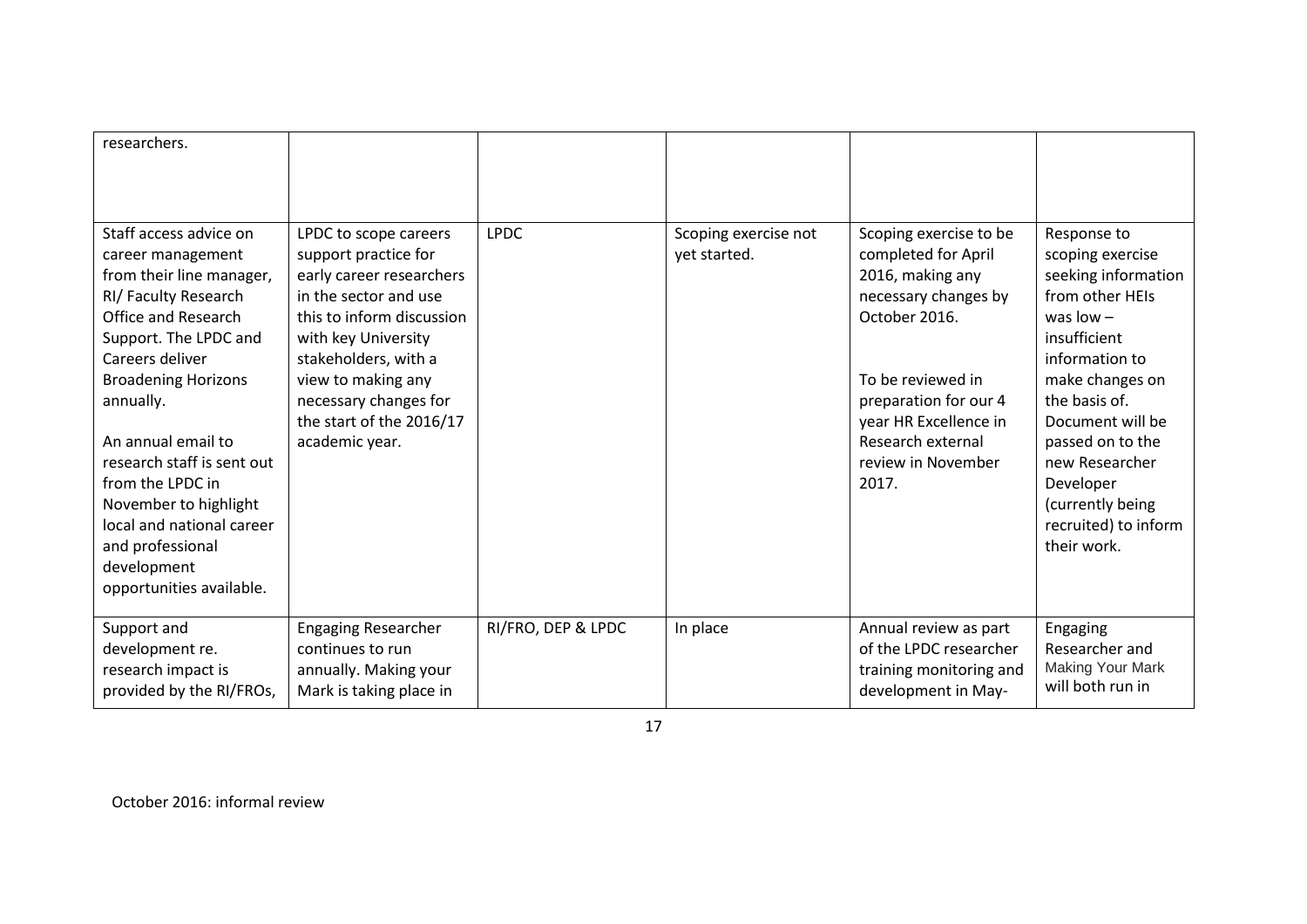| | | | | | |
|---|---|---|---|---|---|
| researchers. | | | | | |
| Staff access advice on career management from their line manager, RI/ Faculty Research Office and Research Support. The LPDC and Careers deliver Broadening Horizons annually.<br><br>An annual email to research staff is sent out from the LPDC in November to highlight local and national career and professional development opportunities available. | LPDC to scope careers support practice for early career researchers in the sector and use this to inform discussion with key University stakeholders, with a view to making any necessary changes for the start of the 2016/17 academic year. | LPDC | Scoping exercise not yet started. | Scoping exercise to be completed for April 2016, making any necessary changes by October 2016.<br><br>To be reviewed in preparation for our 4 year HR Excellence in Research external review in November 2017. | Response to scoping exercise seeking information from other HEIs was low – insufficient information to make changes on the basis of. Document will be passed on to the new Researcher Developer (currently being recruited) to inform their work. |
| Support and development re. research impact is provided by the RI/FROs, | Engaging Researcher continues to run annually. Making your Mark is taking place in | RI/FRO, DEP & LPDC | In place | Annual review as part of the LPDC researcher training monitoring and development in May- | Engaging Researcher and Making Your Mark will both run in |

October 2016: informal review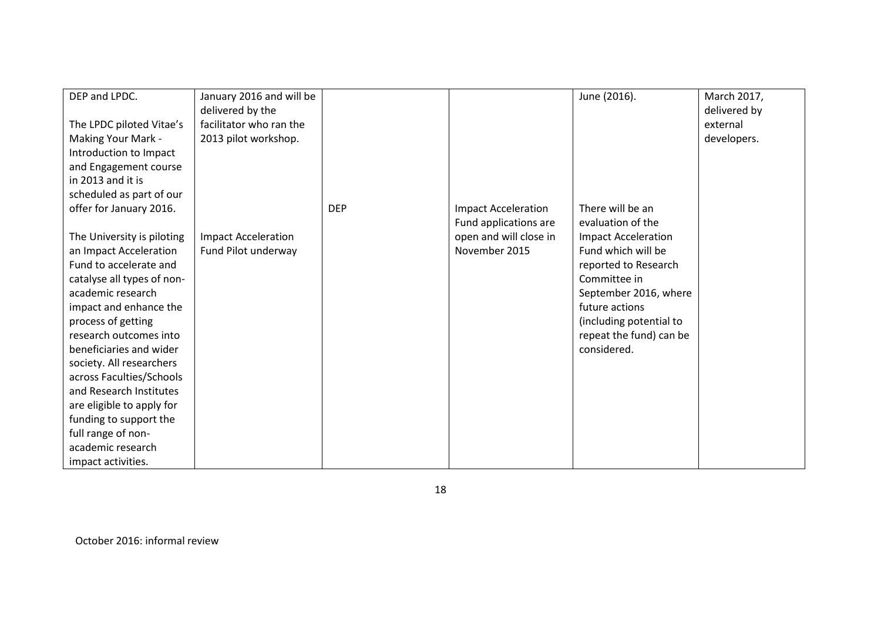| | | | | | |
|---|---|---|---|---|---|
| DEP and LPDC.<br><br>The LPDC piloted Vitae's Making Your Mark - Introduction to Impact and Engagement course in 2013 and it is scheduled as part of our offer for January 2016. | January 2016 and will be delivered by the facilitator who ran the 2013 pilot workshop. | | | June (2016). | March 2017, delivered by external developers. |
| The University is piloting an Impact Acceleration Fund to accelerate and catalyse all types of non-academic research impact and enhance the process of getting research outcomes into beneficiaries and wider society. All researchers across Faculties/Schools and Research Institutes are eligible to apply for funding to support the full range of non-academic research impact activities. | Impact Acceleration Fund Pilot underway | DEP | Impact Acceleration Fund applications are open and will close in November 2015 | There will be an evaluation of the Impact Acceleration Fund which will be reported to Research Committee in September 2016, where future actions (including potential to repeat the fund) can be considered. | |

October 2016: informal review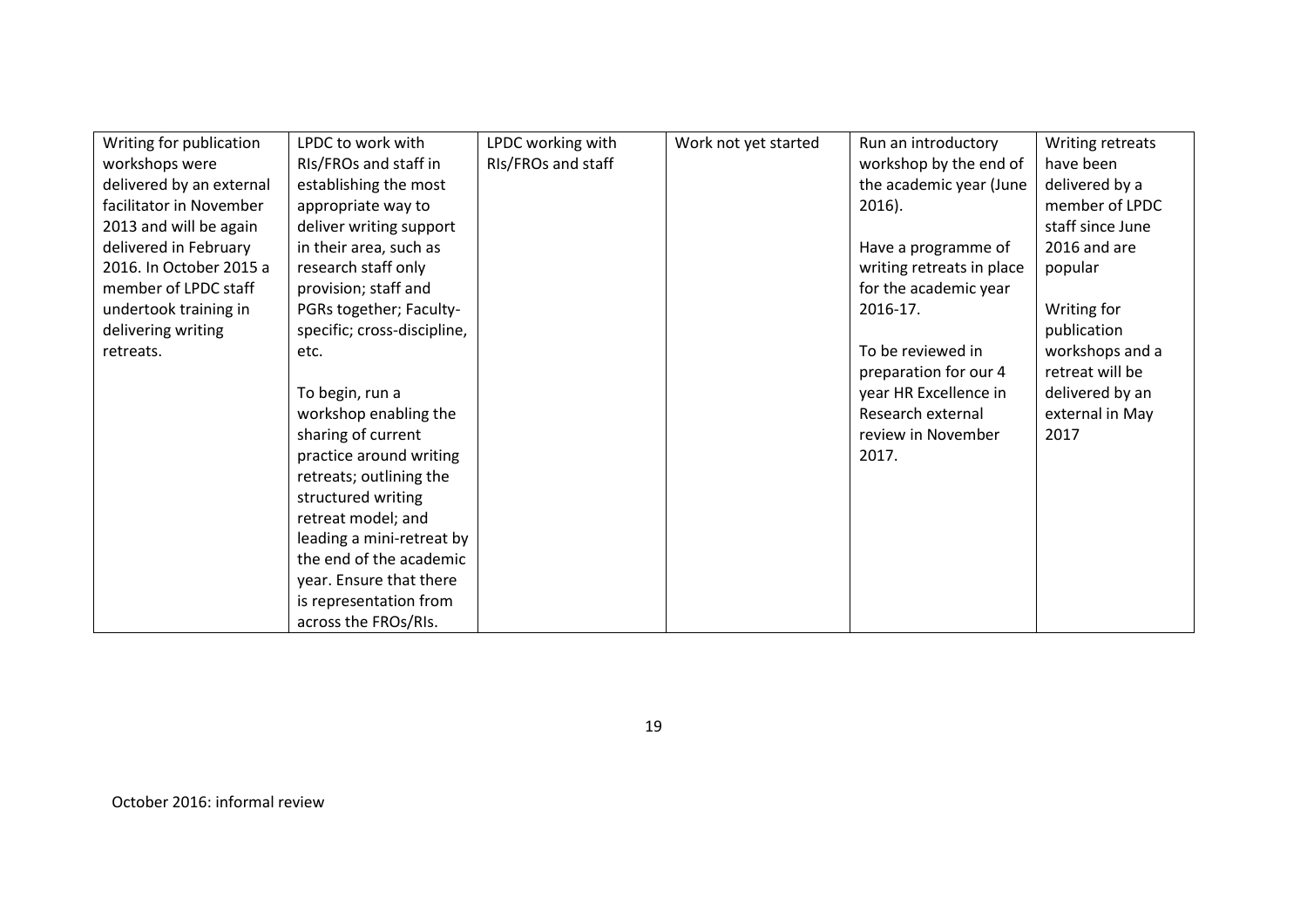| | | | | | |
|---|---|---|---|---|---|
| Writing for publication workshops were delivered by an external facilitator in November 2013 and will be again delivered in February 2016. In October 2015 a member of LPDC staff undertook training in delivering writing retreats. | LPDC to work with RIs/FROs and staff in establishing the most appropriate way to deliver writing support in their area, such as research staff only provision; staff and PGRs together; Faculty-specific; cross-discipline, etc.<br><br>To begin, run a workshop enabling the sharing of current practice around writing retreats; outlining the structured writing retreat model; and leading a mini-retreat by the end of the academic year. Ensure that there is representation from across the FROs/RIs. | LPDC working with RIs/FROs and staff | Work not yet started | Run an introductory workshop by the end of the academic year (June 2016).<br><br>Have a programme of writing retreats in place for the academic year 2016-17.<br><br>To be reviewed in preparation for our 4 year HR Excellence in Research external review in November 2017. | Writing retreats have been delivered by a member of LPDC staff since June 2016 and are popular<br><br>Writing for publication workshops and a retreat will be delivered by an external in May 2017 |

October 2016: informal review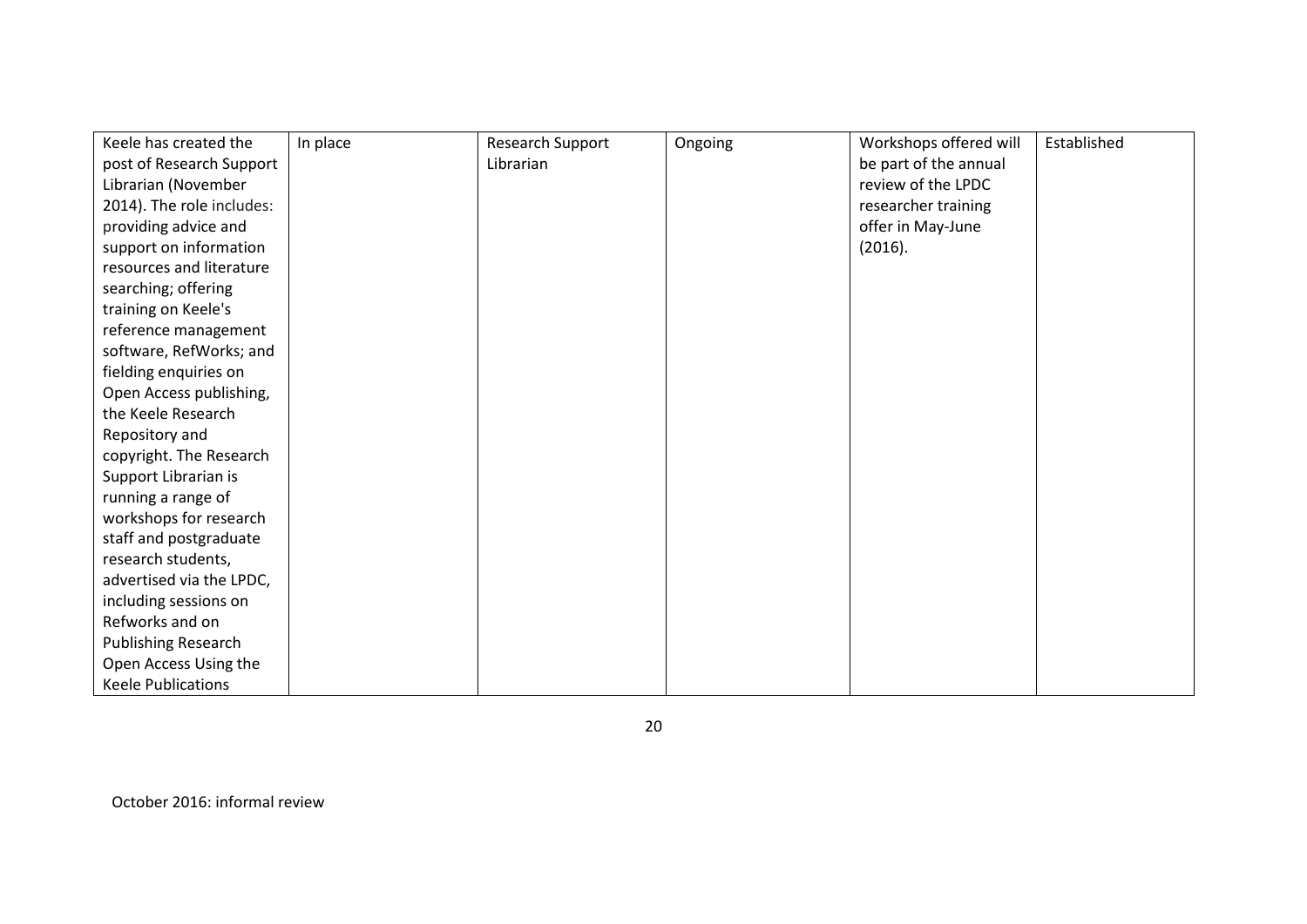| | | | | | |
|---|---|---|---|---|---|
| Keele has created the post of Research Support Librarian (November 2014). The role includes: providing advice and support on information resources and literature searching; offering training on Keele's reference management software, RefWorks; and fielding enquiries on Open Access publishing, the Keele Research Repository and copyright. The Research Support Librarian is running a range of workshops for research staff and postgraduate research students, advertised via the LPDC, including sessions on Refworks and on Publishing Research Open Access Using the Keele Publications | In place | Research Support Librarian | Ongoing | Workshops offered will be part of the annual review of the LPDC researcher training offer in May-June (2016). | Established |

October 2016: informal review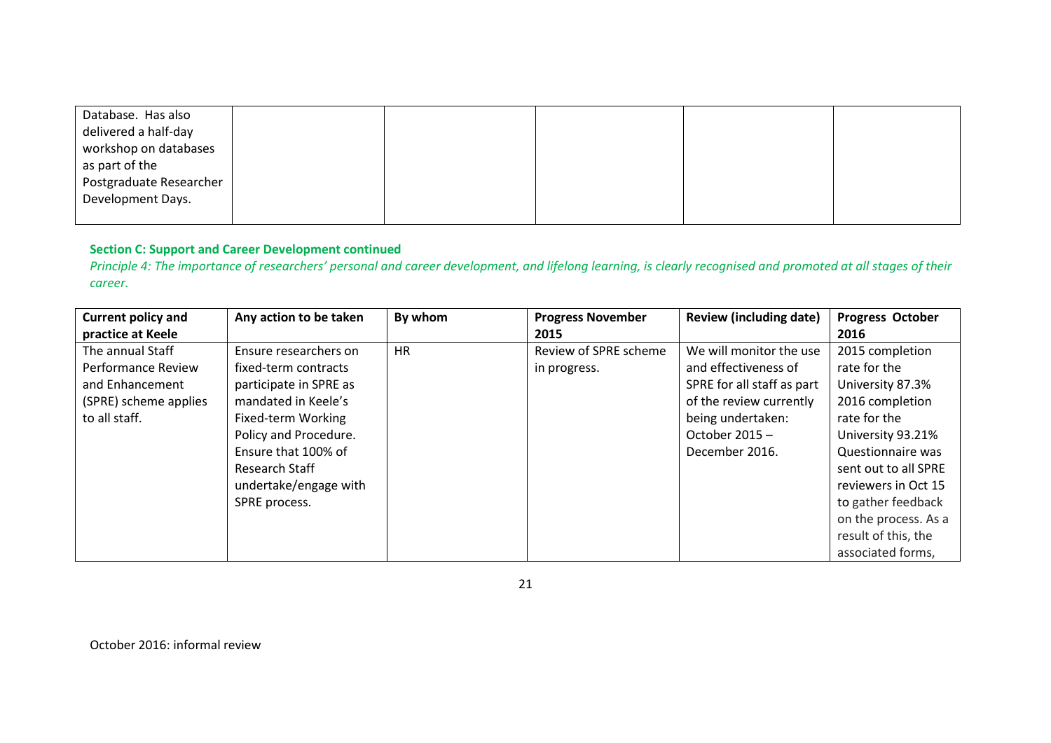| Database. Has also delivered a half-day workshop on databases as part of the Postgraduate Researcher Development Days. | | | | | |
|---|---|---|---|---|---|

**Section C: Support and Career Development continued**

*Principle 4: The importance of researchers' personal and career development, and lifelong learning, is clearly recognised and promoted at all stages of their career.*

| Current policy and practice at Keele | Any action to be taken | By whom | Progress November 2015 | Review (including date) | Progress October 2016 |
|---|---|---|---|---|---|
| The annual Staff Performance Review and Enhancement (SPRE) scheme applies to all staff. | Ensure researchers on fixed-term contracts participate in SPRE as mandated in Keele's Fixed-term Working Policy and Procedure. Ensure that 100% of Research Staff undertake/engage with SPRE process. | HR | Review of SPRE scheme in progress. | We will monitor the use and effectiveness of SPRE for all staff as part of the review currently being undertaken: October 2015 – December 2016. | 2015 completion rate for the University 87.3% 2016 completion rate for the University 93.21% Questionnaire was sent out to all SPRE reviewers in Oct 15 to gather feedback on the process. As a result of this, the associated forms, |

October 2016: informal review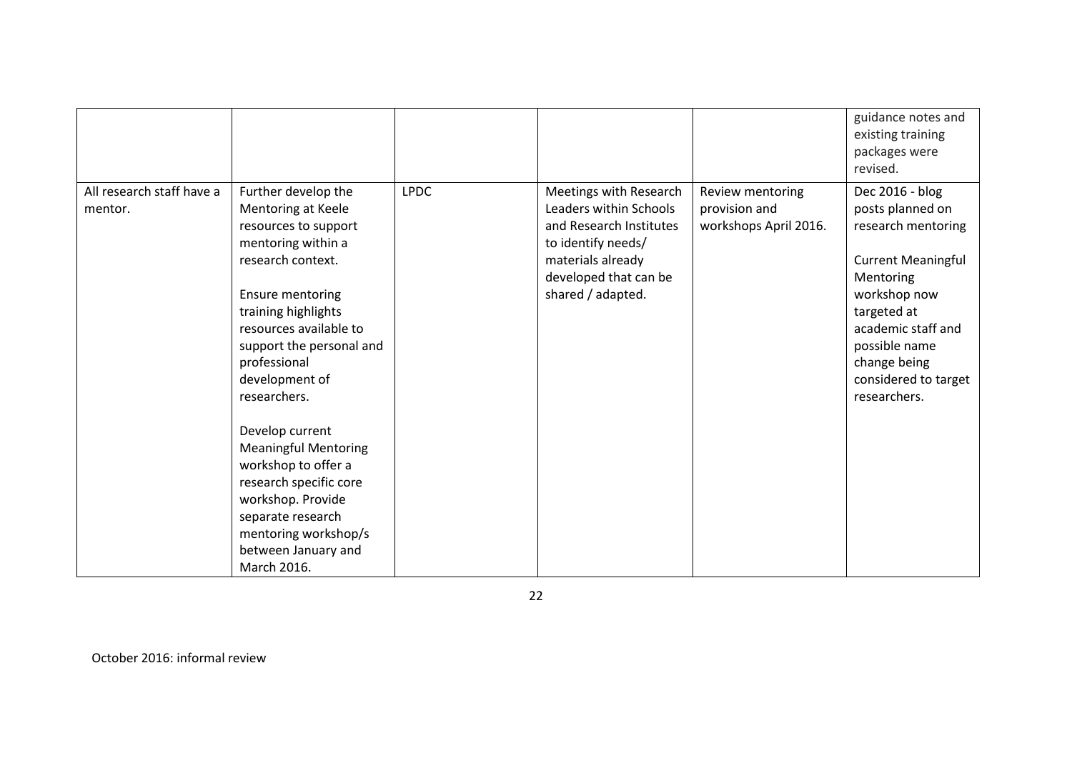| | | | | | |
|---|---|---|---|---|---|
| | | | | | guidance notes and existing training packages were revised. |
| All research staff have a mentor. | Further develop the Mentoring at Keele resources to support mentoring within a research context.<br><br>Ensure mentoring training highlights resources available to support the personal and professional development of researchers.<br><br>Develop current Meaningful Mentoring workshop to offer a research specific core workshop. Provide separate research mentoring workshop/s between January and March 2016. | LPDC | Meetings with Research Leaders within Schools and Research Institutes to identify needs/ materials already developed that can be shared / adapted. | Review mentoring provision and workshops April 2016. | Dec 2016 - blog posts planned on research mentoring<br><br>Current Meaningful Mentoring workshop now targeted at academic staff and possible name change being considered to target researchers. |

October 2016: informal review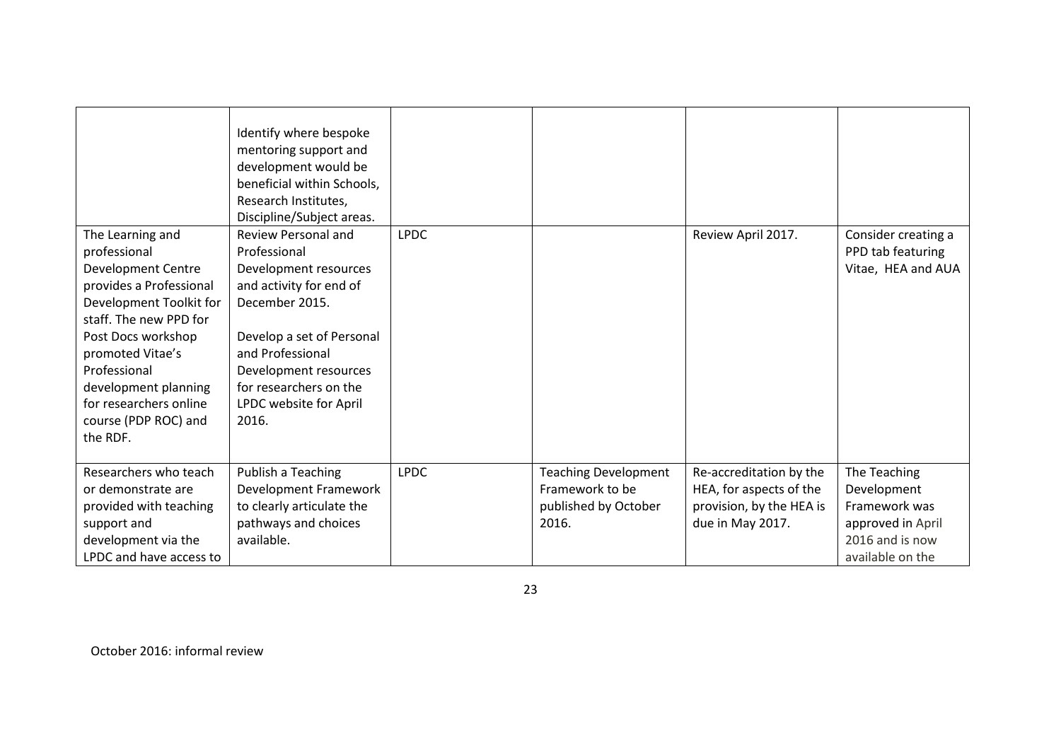|  |  |  |  |  |  |
|---|---|---|---|---|---|
|  | Identify where bespoke mentoring support and development would be beneficial within Schools, Research Institutes, Discipline/Subject areas. |  |  |  |  |
| The Learning and professional Development Centre provides a Professional Development Toolkit for staff. The new PPD for Post Docs workshop promoted Vitae's Professional development planning for researchers online course (PDP ROC) and the RDF. | Review Personal and Professional Development resources and activity for end of December 2015.<br><br>Develop a set of Personal and Professional Development resources for researchers on the LPDC website for April 2016. | LPDC |  | Review April 2017. | Consider creating a PPD tab featuring Vitae, HEA and AUA |
| Researchers who teach or demonstrate are provided with teaching support and development via the LPDC and have access to | Publish a Teaching Development Framework to clearly articulate the pathways and choices available. | LPDC | Teaching Development Framework to be published by October 2016. | Re-accreditation by the HEA, for aspects of the provision, by the HEA is due in May 2017. | The Teaching Development Framework was approved in April 2016 and is now available on the |

October 2016: informal review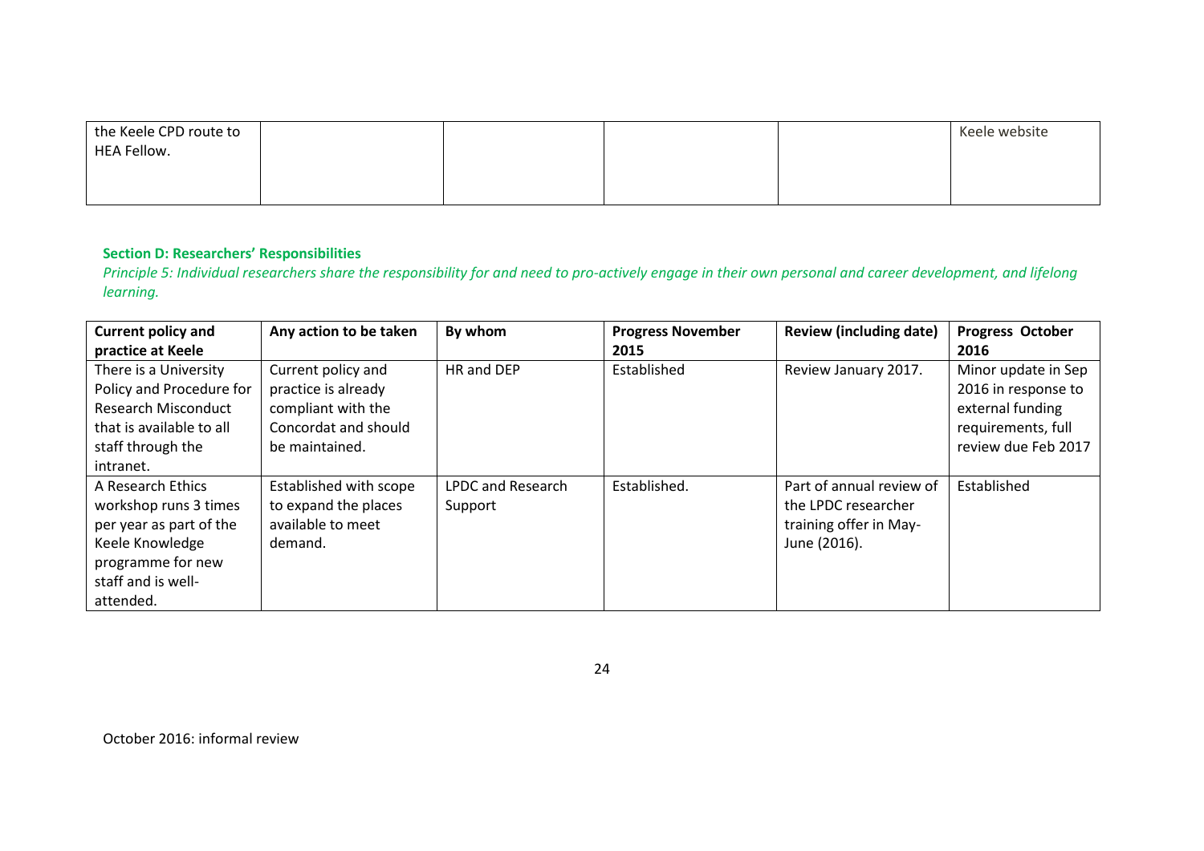| the Keele CPD route to HEA Fellow. | | | | | Keele website |
|---|---|---|---|---|---|

**Section D: Researchers' Responsibilities**

*Principle 5: Individual researchers share the responsibility for and need to pro-actively engage in their own personal and career development, and lifelong learning.*

| Current policy and practice at Keele | Any action to be taken | By whom | Progress November 2015 | Review (including date) | Progress October 2016 |
|---|---|---|---|---|---|
| There is a University Policy and Procedure for Research Misconduct that is available to all staff through the intranet. | Current policy and practice is already compliant with the Concordat and should be maintained. | HR and DEP | Established | Review January 2017. | Minor update in Sep 2016 in response to external funding requirements, full review due Feb 2017 |
| A Research Ethics workshop runs 3 times per year as part of the Keele Knowledge programme for new staff and is well-attended. | Established with scope to expand the places available to meet demand. | LPDC and Research Support | Established. | Part of annual review of the LPDC researcher training offer in May-June (2016). | Established |

October 2016: informal review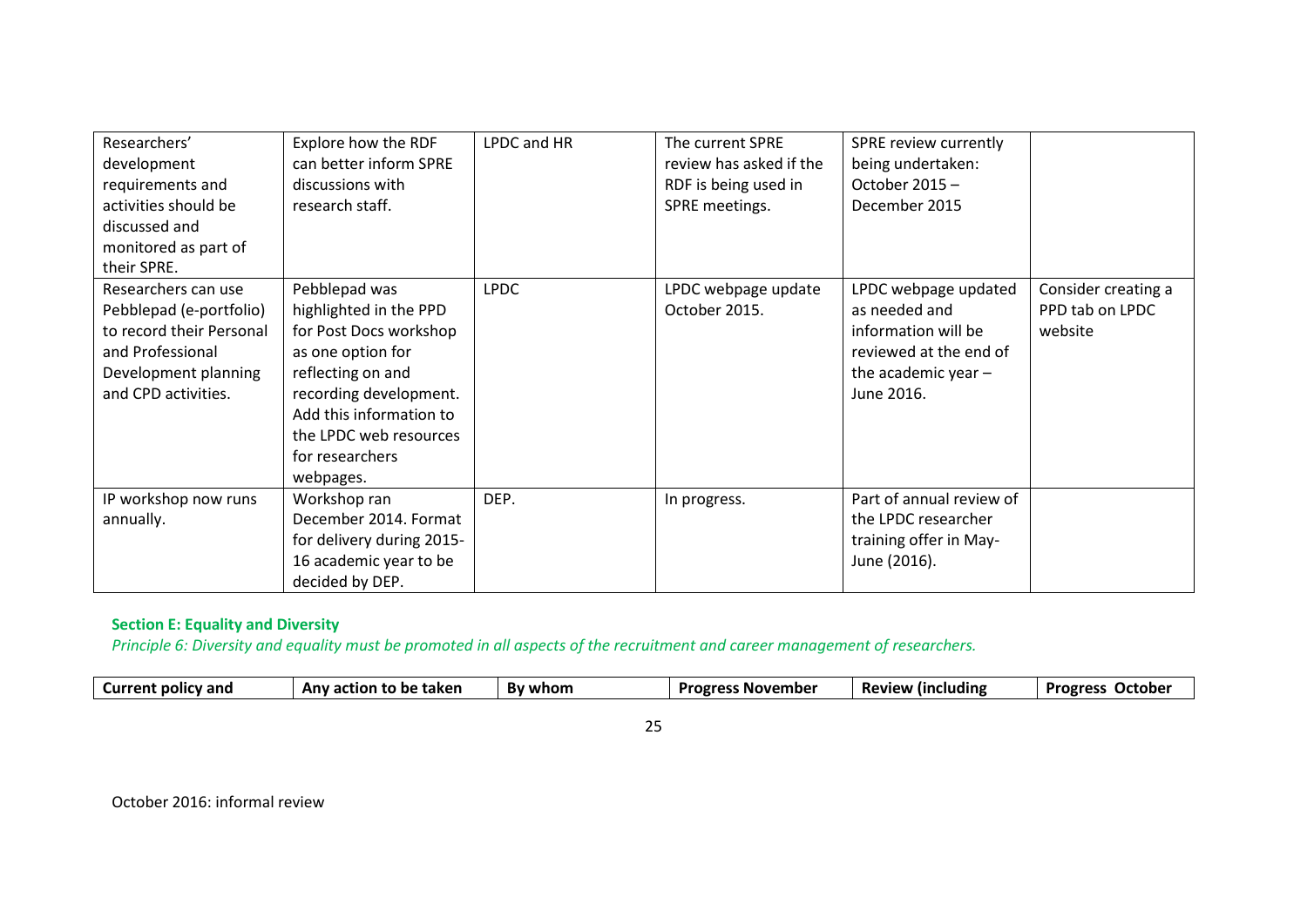| Researchers' development requirements and activities should be discussed and monitored as part of their SPRE. | Explore how the RDF can better inform SPRE discussions with research staff. | LPDC and HR | The current SPRE review has asked if the RDF is being used in SPRE meetings. | SPRE review currently being undertaken: October 2015 – December 2015 | |
|---|---|---|---|---|---|
| Researchers can use Pebblepad (e-portfolio) to record their Personal and Professional Development planning and CPD activities. | Pebblepad was highlighted in the PPD for Post Docs workshop as one option for reflecting on and recording development. Add this information to the LPDC web resources for researchers webpages. | LPDC | LPDC webpage update October 2015. | LPDC webpage updated as needed and information will be reviewed at the end of the academic year – June 2016. | Consider creating a PPD tab on LPDC website |
| IP workshop now runs annually. | Workshop ran December 2014. Format for delivery during 2015-16 academic year to be decided by DEP. | DEP. | In progress. | Part of annual review of the LPDC researcher training offer in May-June (2016). | |

**Section E: Equality and Diversity**

*Principle 6: Diversity and equality must be promoted in all aspects of the recruitment and career management of researchers.*

| Current policy and | Any action to be taken | By whom | Progress November | Review (including | Progress October |
|---|---|---|---|---|---|

October 2016: informal review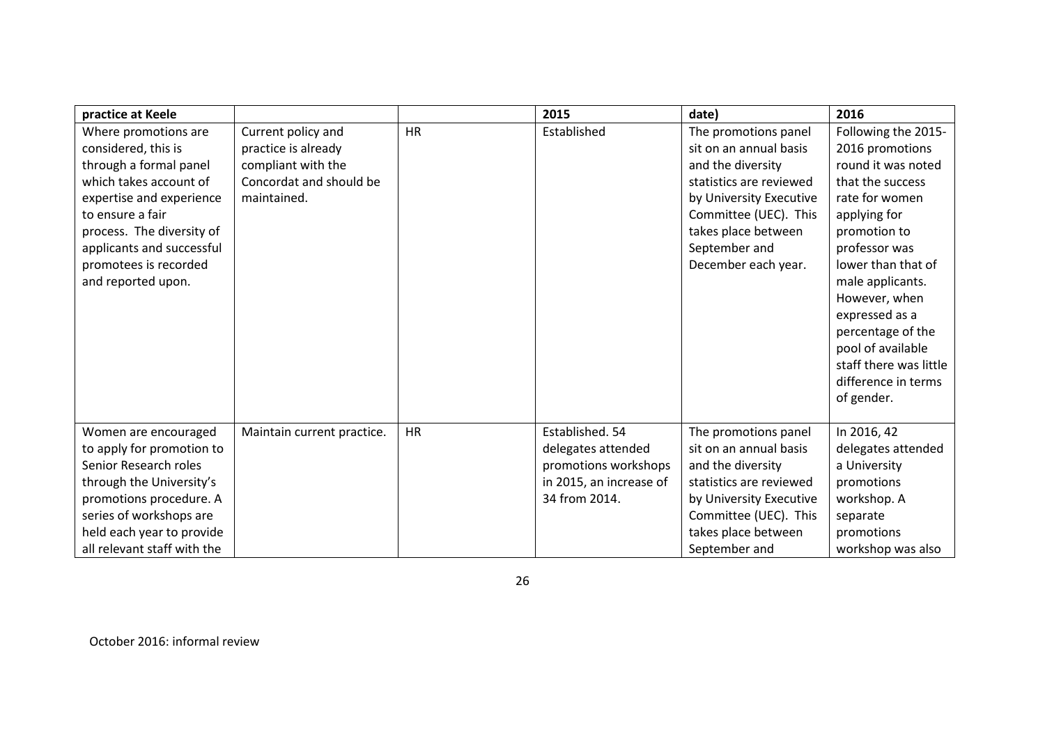| practice at Keele | | | 2015 | date) | 2016 |
|---|---|---|---|---|---|
| Where promotions are considered, this is through a formal panel which takes account of expertise and experience to ensure a fair process. The diversity of applicants and successful promotees is recorded and reported upon. | Current policy and practice is already compliant with the Concordat and should be maintained. | HR | Established | The promotions panel sit on an annual basis and the diversity statistics are reviewed by University Executive Committee (UEC). This takes place between September and December each year. | Following the 2015-2016 promotions round it was noted that the success rate for women applying for promotion to professor was lower than that of male applicants. However, when expressed as a percentage of the pool of available staff there was little difference in terms of gender. |
| Women are encouraged to apply for promotion to Senior Research roles through the University's promotions procedure. A series of workshops are held each year to provide all relevant staff with the | Maintain current practice. | HR | Established. 54 delegates attended promotions workshops in 2015, an increase of 34 from 2014. | The promotions panel sit on an annual basis and the diversity statistics are reviewed by University Executive Committee (UEC). This takes place between September and | In 2016, 42 delegates attended a University promotions workshop. A separate promotions workshop was also |

October 2016: informal review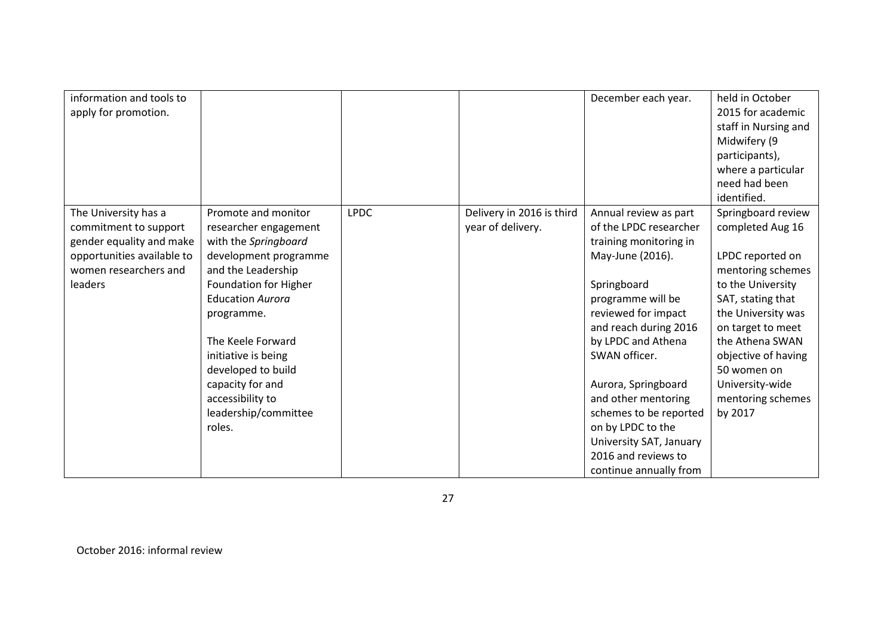| | | | | | |
|---|---|---|---|---|---|
| information and tools to apply for promotion. | | | | December each year. | held in October 2015 for academic staff in Nursing and Midwifery (9 participants), where a particular need had been identified. |
| The University has a commitment to support gender equality and make opportunities available to women researchers and leaders | Promote and monitor researcher engagement with the *Springboard* development programme and the Leadership Foundation for Higher Education *Aurora* programme.<br><br>The Keele Forward initiative is being developed to build capacity for and accessibility to leadership/committee roles. | LPDC | Delivery in 2016 is third year of delivery. | Annual review as part of the LPDC researcher training monitoring in May-June (2016).<br><br>Springboard programme will be reviewed for impact and reach during 2016 by LPDC and Athena SWAN officer.<br><br>Aurora, Springboard and other mentoring schemes to be reported on by LPDC to the University SAT, January 2016 and reviews to continue annually from | Springboard review completed Aug 16<br><br>LPDC reported on mentoring schemes to the University SAT, stating that the University was on target to meet the Athena SWAN objective of having 50 women on University-wide mentoring schemes by 2017 |

October 2016: informal review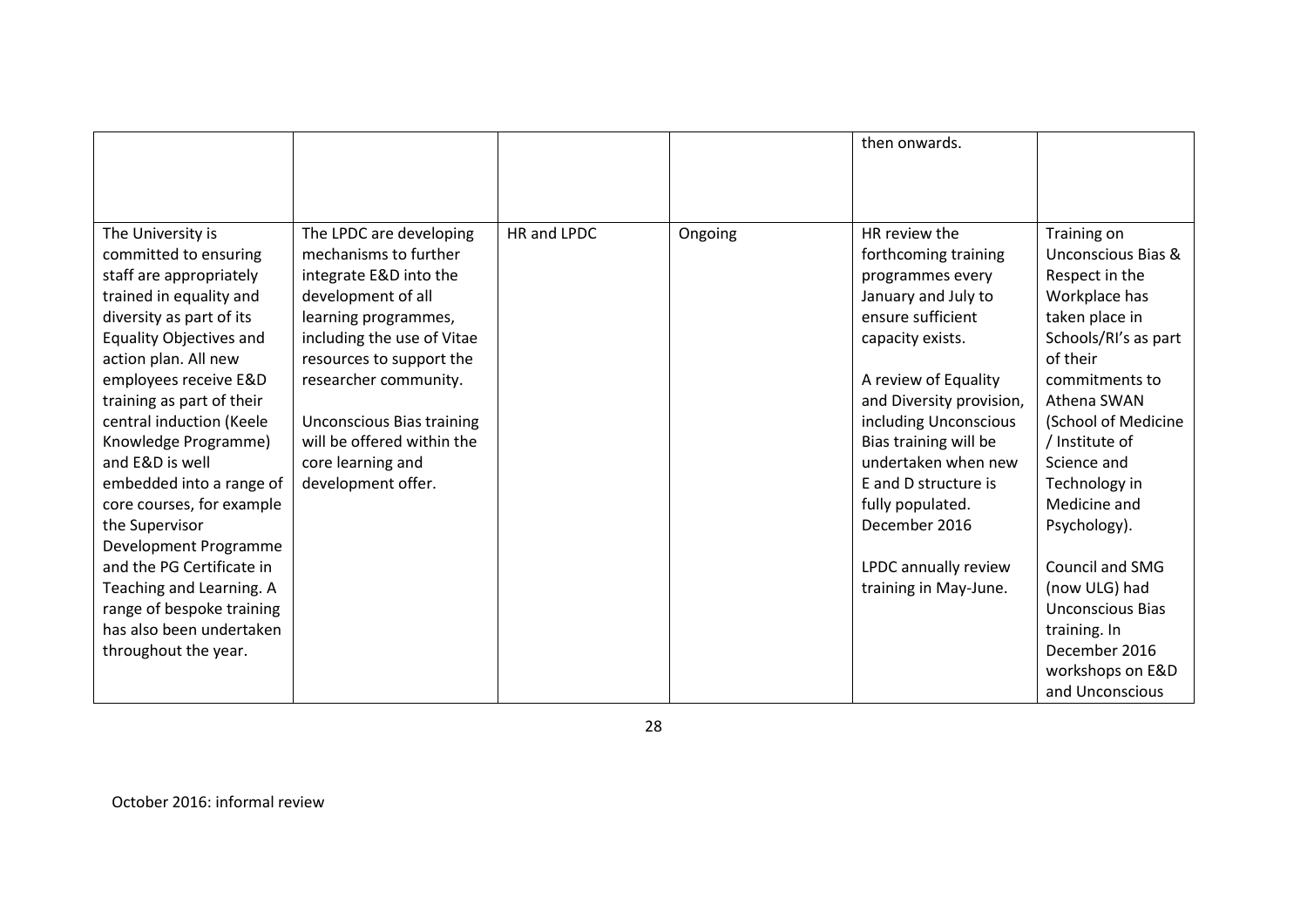| | | | | then onwards. | |
|---|---|---|---|---|---|
| The University is committed to ensuring staff are appropriately trained in equality and diversity as part of its Equality Objectives and action plan. All new employees receive E&D training as part of their central induction (Keele Knowledge Programme) and E&D is well embedded into a range of core courses, for example the Supervisor Development Programme and the PG Certificate in Teaching and Learning. A range of bespoke training has also been undertaken throughout the year. | The LPDC are developing mechanisms to further integrate E&D into the development of all learning programmes, including the use of Vitae resources to support the researcher community.<br><br>Unconscious Bias training will be offered within the core learning and development offer. | HR and LPDC | Ongoing | HR review the forthcoming training programmes every January and July to ensure sufficient capacity exists.<br><br>A review of Equality and Diversity provision, including Unconscious Bias training will be undertaken when new E and D structure is fully populated. December 2016<br><br>LPDC annually review training in May-June. | Training on Unconscious Bias & Respect in the Workplace has taken place in Schools/RI's as part of their commitments to Athena SWAN (School of Medicine / Institute of Science and Technology in Medicine and Psychology).<br><br>Council and SMG (now ULG) had Unconscious Bias training. In December 2016 workshops on E&D and Unconscious |

October 2016: informal review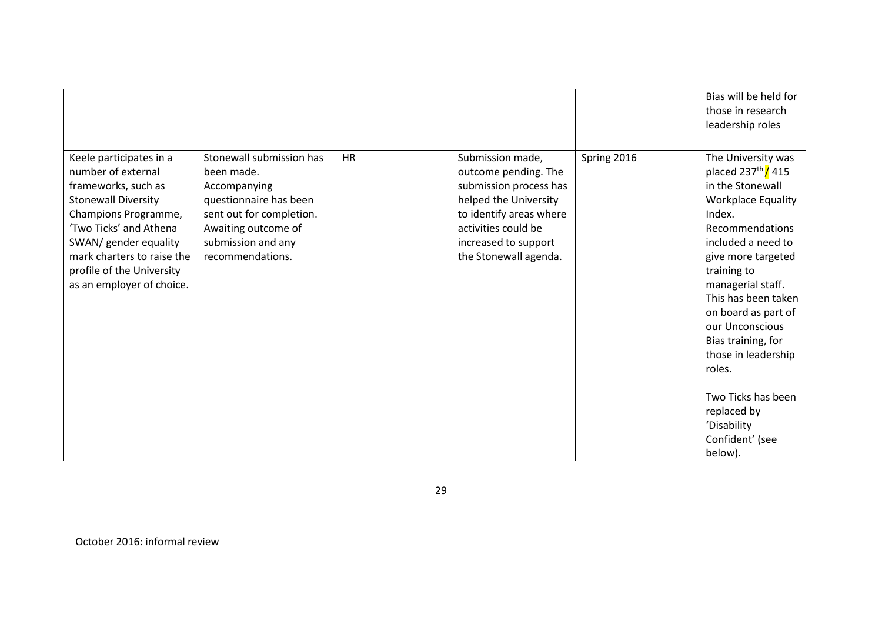| | | | | | |
|---|---|---|---|---|---|
| | | | | | Bias will be held for those in research leadership roles |
| Keele participates in a number of external frameworks, such as Stonewall Diversity Champions Programme, 'Two Ticks' and Athena SWAN/ gender equality mark charters to raise the profile of the University as an employer of choice. | Stonewall submission has been made. Accompanying questionnaire has been sent out for completion. Awaiting outcome of submission and any recommendations. | HR | Submission made, outcome pending. The submission process has helped the University to identify areas where activities could be increased to support the Stonewall agenda. | Spring 2016 | The University was placed 237th / 415 in the Stonewall Workplace Equality Index. Recommendations included a need to give more targeted training to managerial staff. This has been taken on board as part of our Unconscious Bias training, for those in leadership roles.<br><br>Two Ticks has been replaced by 'Disability Confident' (see below). |

October 2016: informal review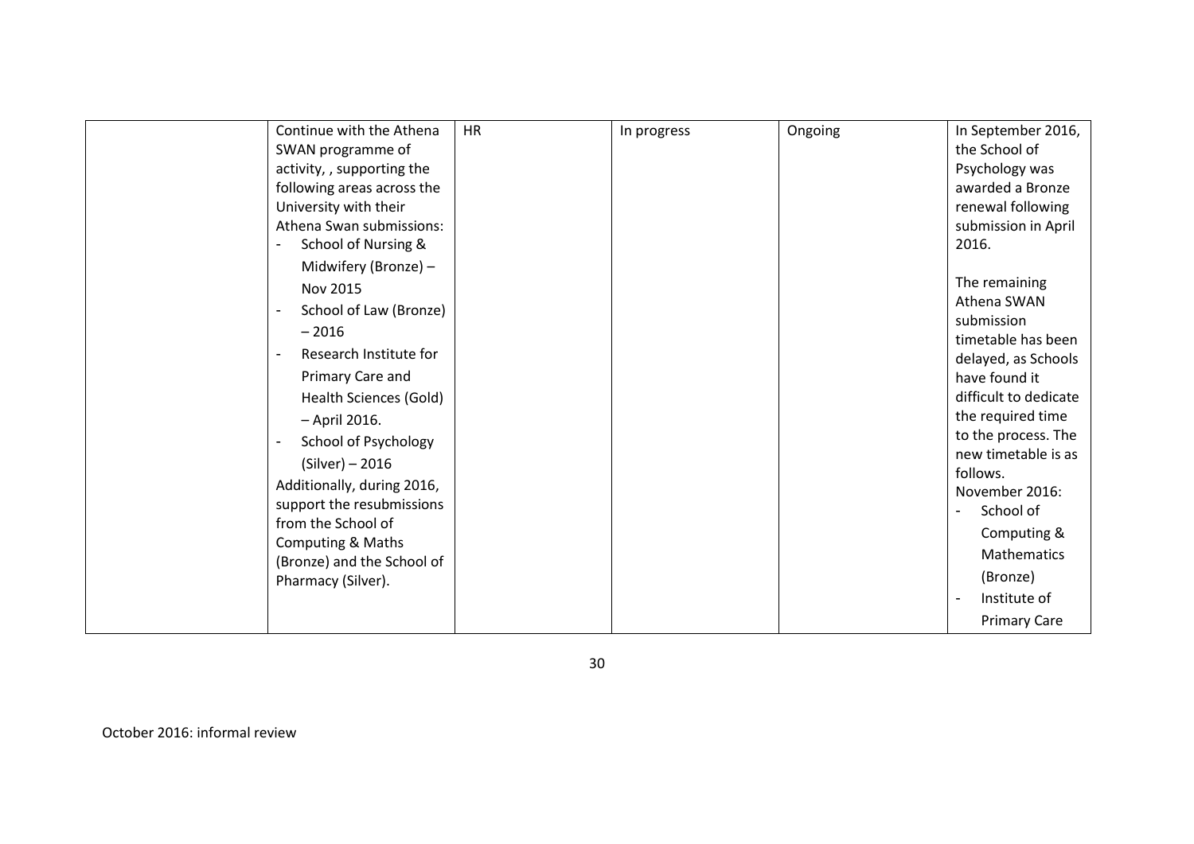|  |  |  |  |  |  |
|---|---|---|---|---|---|
|  | Continue with the Athena SWAN programme of activity, , supporting the following areas across the University with their Athena Swan submissions:<br>- School of Nursing & Midwifery (Bronze) – Nov 2015<br>- School of Law (Bronze) – 2016<br>- Research Institute for Primary Care and Health Sciences (Gold) – April 2016.<br>- School of Psychology (Silver) – 2016<br>Additionally, during 2016, support the resubmissions from the School of Computing & Maths (Bronze) and the School of Pharmacy (Silver). | HR | In progress | Ongoing | In September 2016, the School of Psychology was awarded a Bronze renewal following submission in April 2016.<br><br>The remaining Athena SWAN submission timetable has been delayed, as Schools have found it difficult to dedicate the required time to the process. The new timetable is as follows.<br>November 2016:<br>- School of Computing & Mathematics (Bronze)<br>- Institute of Primary Care |

October 2016: informal review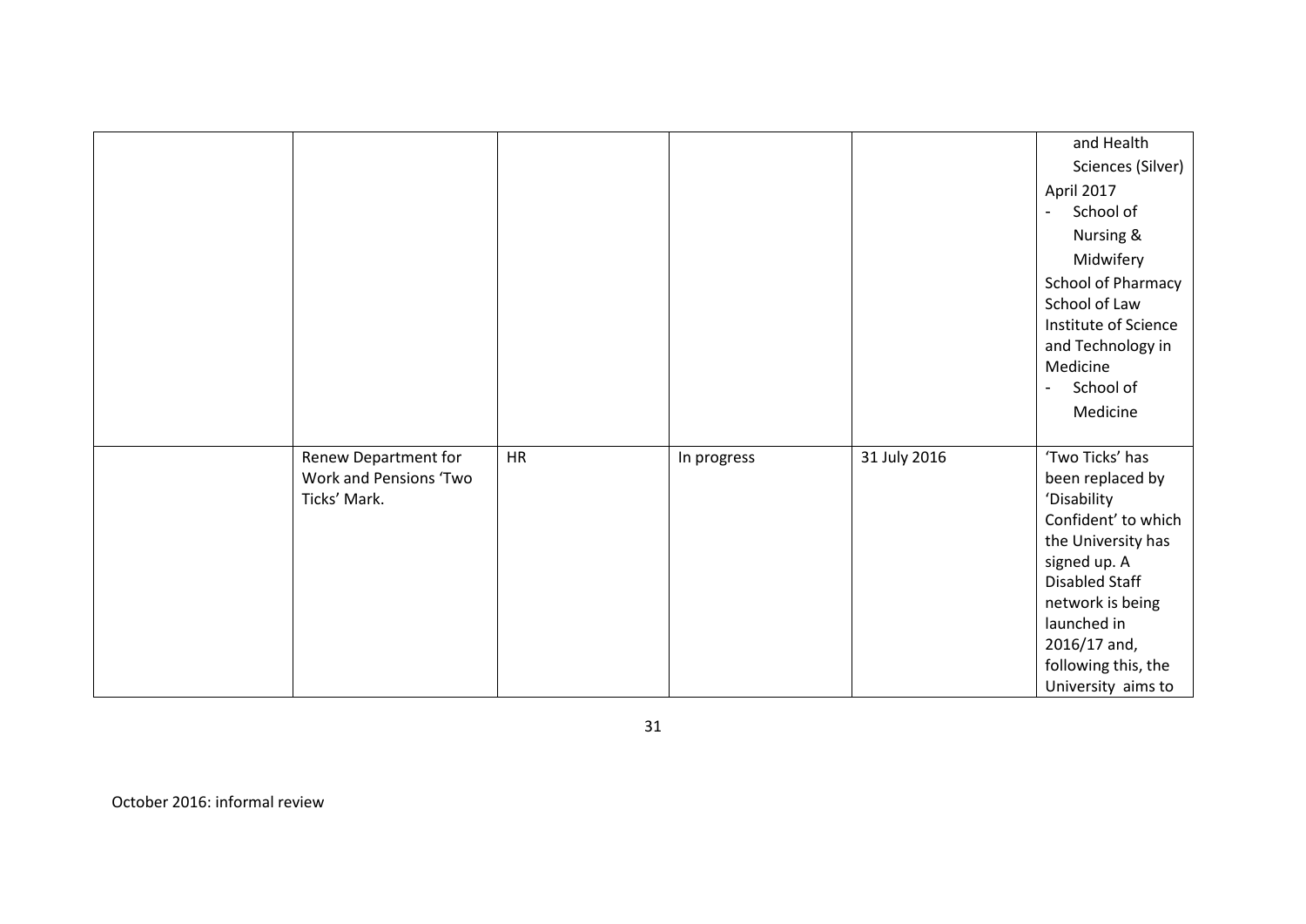|  |  |  |  |  |  |
|---|---|---|---|---|---|
|  |  |  |  |  | and Health Sciences (Silver)<br>April 2017<br>- School of Nursing & Midwifery<br>School of Pharmacy<br>School of Law<br>Institute of Science and Technology in Medicine<br>- School of Medicine |
|  | Renew Department for Work and Pensions 'Two Ticks' Mark. | HR | In progress | 31 July 2016 | 'Two Ticks' has been replaced by 'Disability Confident' to which the University has signed up. A Disabled Staff network is being launched in 2016/17 and, following this, the University aims to |

October 2016: informal review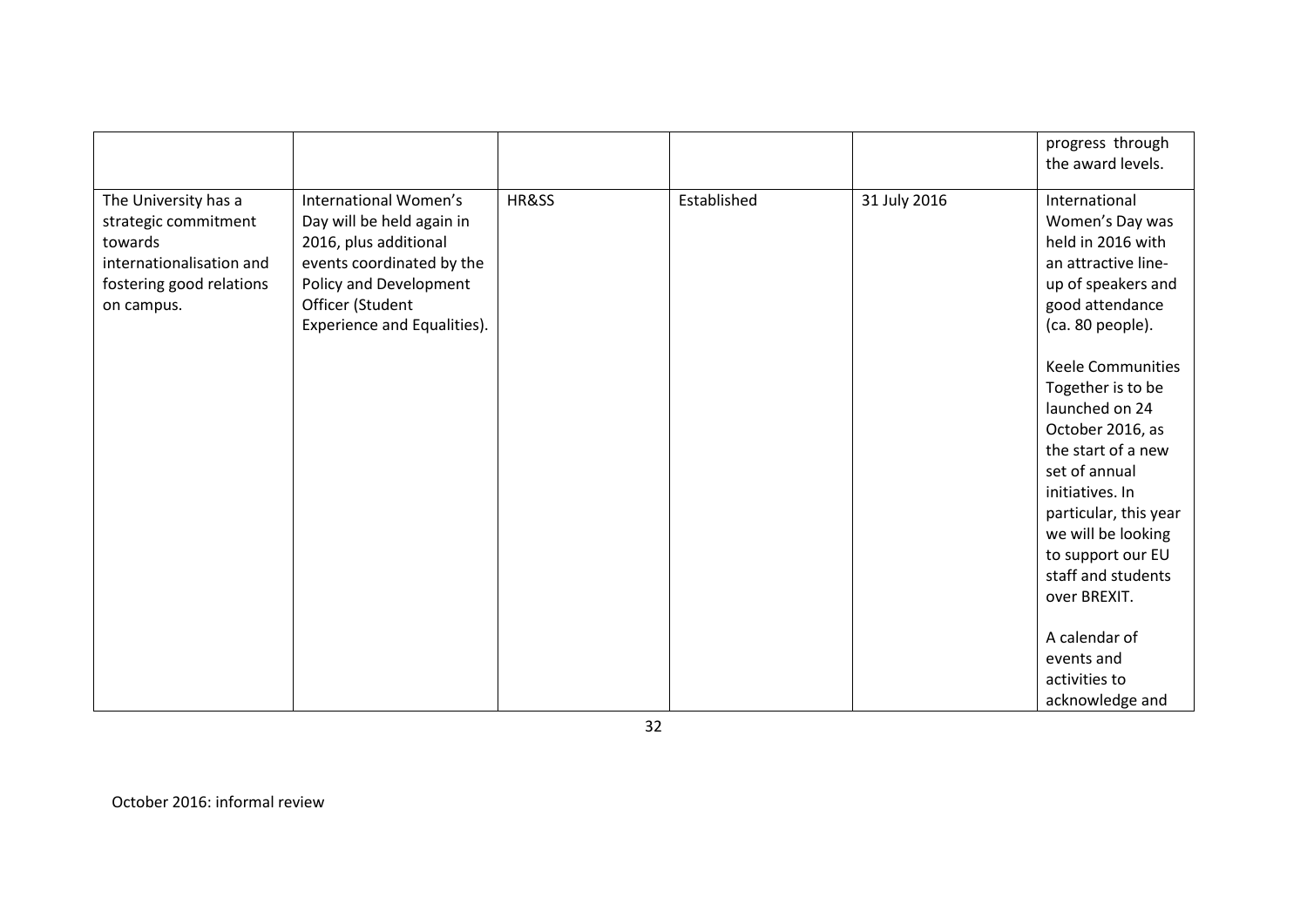| | | | | | |
|---|---|---|---|---|---|
| | | | | | progress through the award levels. |
| The University has a strategic commitment towards internationalisation and fostering good relations on campus. | International Women's Day will be held again in 2016, plus additional events coordinated by the Policy and Development Officer (Student Experience and Equalities). | HR&SS | Established | 31 July 2016 | International Women's Day was held in 2016 with an attractive line-up of speakers and good attendance (ca. 80 people).<br><br>Keele Communities Together is to be launched on 24 October 2016, as the start of a new set of annual initiatives. In particular, this year we will be looking to support our EU staff and students over BREXIT.<br><br>A calendar of events and activities to acknowledge and |

October 2016: informal review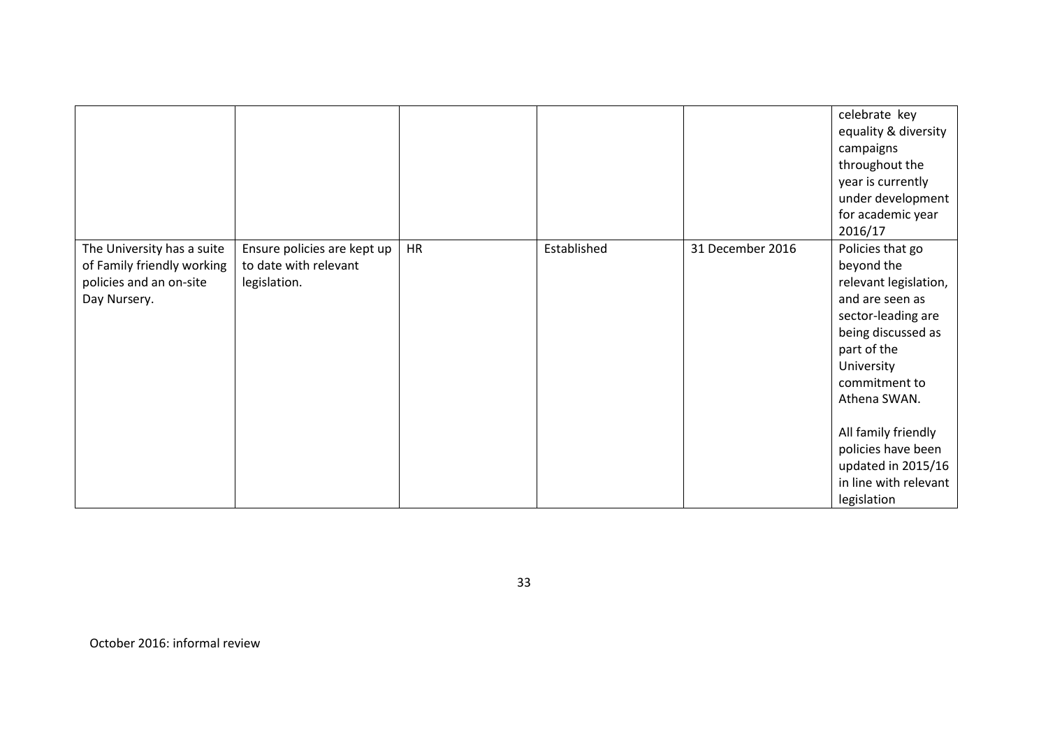| | | | | | |
|---|---|---|---|---|---|
| | | | | | celebrate key equality & diversity campaigns throughout the year is currently under development for academic year 2016/17 |
| The University has a suite of Family friendly working policies and an on-site Day Nursery. | Ensure policies are kept up to date with relevant legislation. | HR | Established | 31 December 2016 | Policies that go beyond the relevant legislation, and are seen as sector-leading are being discussed as part of the University commitment to Athena SWAN.<br><br>All family friendly policies have been updated in 2015/16 in line with relevant legislation |

October 2016: informal review